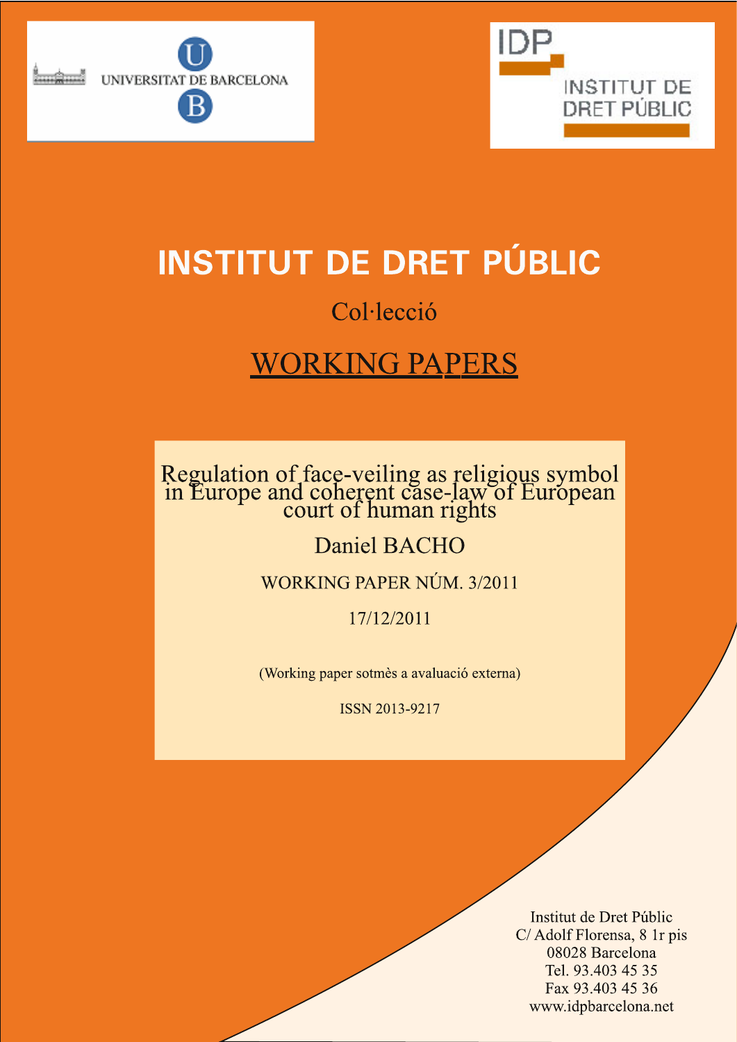UNIVERSITAT DE BARCELONA

IDP INSTITUT DE DRET PÚBLIC

# INSTITUT DE DRET PÚBLIC

Col·lecció

## WORKING PAPERS

**Regulation of face-veiling as religious symbol in Europe and coherent case-law of European court of human rights**

Daniel BACHO

WORKING PAPER NÚM. 3/2011

17/12/2011

(Working paper sotmès a avaluació externa)

ISSN 2013-9217

Institut de Dret Públic
C/ Adolf Florensa, 8 1r pis
08028 Barcelona
Tel. 93.403 45 35
Fax 93.403 45 36
www.idpbarcelona.net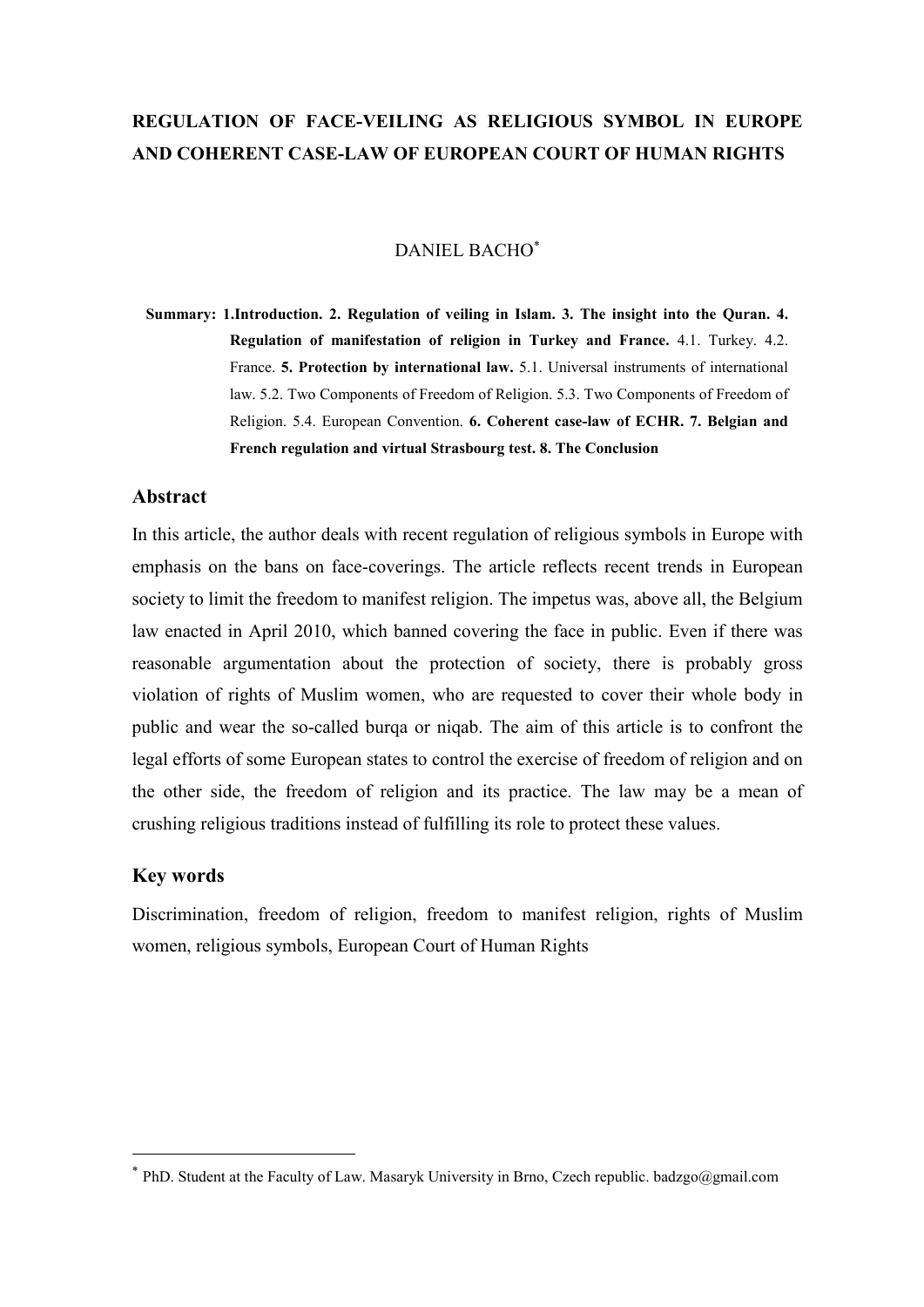# REGULATION OF FACE-VEILING AS RELIGIOUS SYMBOL IN EUROPE AND COHERENT CASE-LAW OF EUROPEAN COURT OF HUMAN RIGHTS

DANIEL BACHO[*]

**Summary: 1.Introduction. 2. Regulation of veiling in Islam. 3. The insight into the Quran. 4. Regulation of manifestation of religion in Turkey and France.** 4.1. Turkey. 4.2. France. **5. Protection by international law.** 5.1. Universal instruments of international law. 5.2. Two Components of Freedom of Religion. 5.3. Two Components of Freedom of Religion. 5.4. European Convention. **6. Coherent case-law of ECHR. 7. Belgian and French regulation and virtual Strasbourg test. 8. The Conclusion**

## Abstract

In this article, the author deals with recent regulation of religious symbols in Europe with emphasis on the bans on face-coverings. The article reflects recent trends in European society to limit the freedom to manifest religion. The impetus was, above all, the Belgium law enacted in April 2010, which banned covering the face in public. Even if there was reasonable argumentation about the protection of society, there is probably gross violation of rights of Muslim women, who are requested to cover their whole body in public and wear the so-called burqa or niqab. The aim of this article is to confront the legal efforts of some European states to control the exercise of freedom of religion and on the other side, the freedom of religion and its practice. The law may be a mean of crushing religious traditions instead of fulfilling its role to protect these values.

## Key words

Discrimination, freedom of religion, freedom to manifest religion, rights of Muslim women, religious symbols, European Court of Human Rights

---

[*] PhD. Student at the Faculty of Law. Masaryk University in Brno, Czech republic. badzgo@gmail.com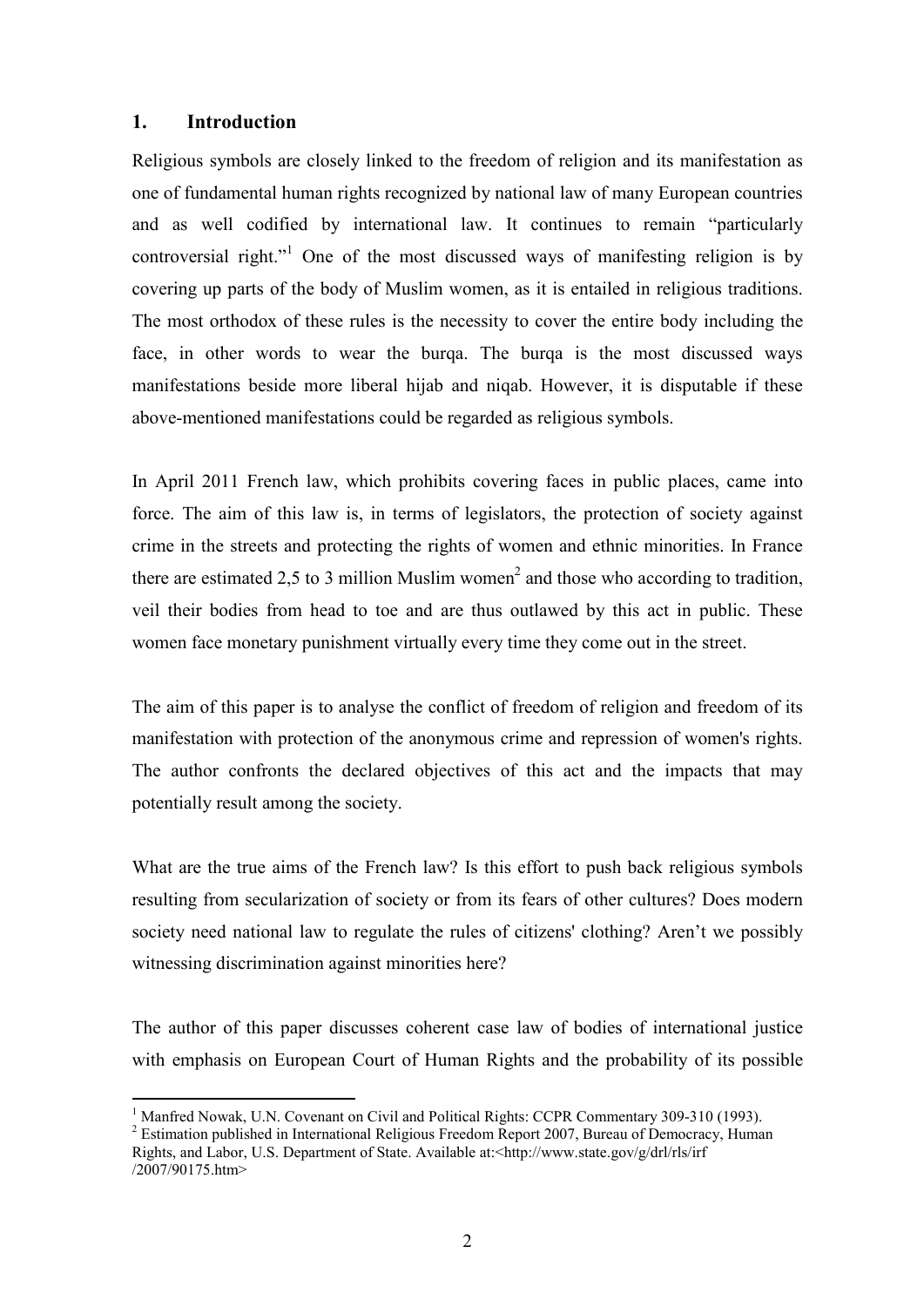## 1. Introduction

Religious symbols are closely linked to the freedom of religion and its manifestation as one of fundamental human rights recognized by national law of many European countries and as well codified by international law. It continues to remain "particularly controversial right."[1] One of the most discussed ways of manifesting religion is by covering up parts of the body of Muslim women, as it is entailed in religious traditions. The most orthodox of these rules is the necessity to cover the entire body including the face, in other words to wear the burqa. The burqa is the most discussed ways manifestations beside more liberal hijab and niqab. However, it is disputable if these above-mentioned manifestations could be regarded as religious symbols.

In April 2011 French law, which prohibits covering faces in public places, came into force. The aim of this law is, in terms of legislators, the protection of society against crime in the streets and protecting the rights of women and ethnic minorities. In France there are estimated 2,5 to 3 million Muslim women[2] and those who according to tradition, veil their bodies from head to toe and are thus outlawed by this act in public. These women face monetary punishment virtually every time they come out in the street.

The aim of this paper is to analyse the conflict of freedom of religion and freedom of its manifestation with protection of the anonymous crime and repression of women's rights. The author confronts the declared objectives of this act and the impacts that may potentially result among the society.

What are the true aims of the French law? Is this effort to push back religious symbols resulting from secularization of society or from its fears of other cultures? Does modern society need national law to regulate the rules of citizens' clothing? Aren't we possibly witnessing discrimination against minorities here?

The author of this paper discusses coherent case law of bodies of international justice with emphasis on European Court of Human Rights and the probability of its possible

---

[1] Manfred Nowak, U.N. Covenant on Civil and Political Rights: CCPR Commentary 309-310 (1993).

[2] Estimation published in International Religious Freedom Report 2007, Bureau of Democracy, Human Rights, and Labor, U.S. Department of State. Available at:<http://www.state.gov/g/drl/rls/irf/2007/90175.htm>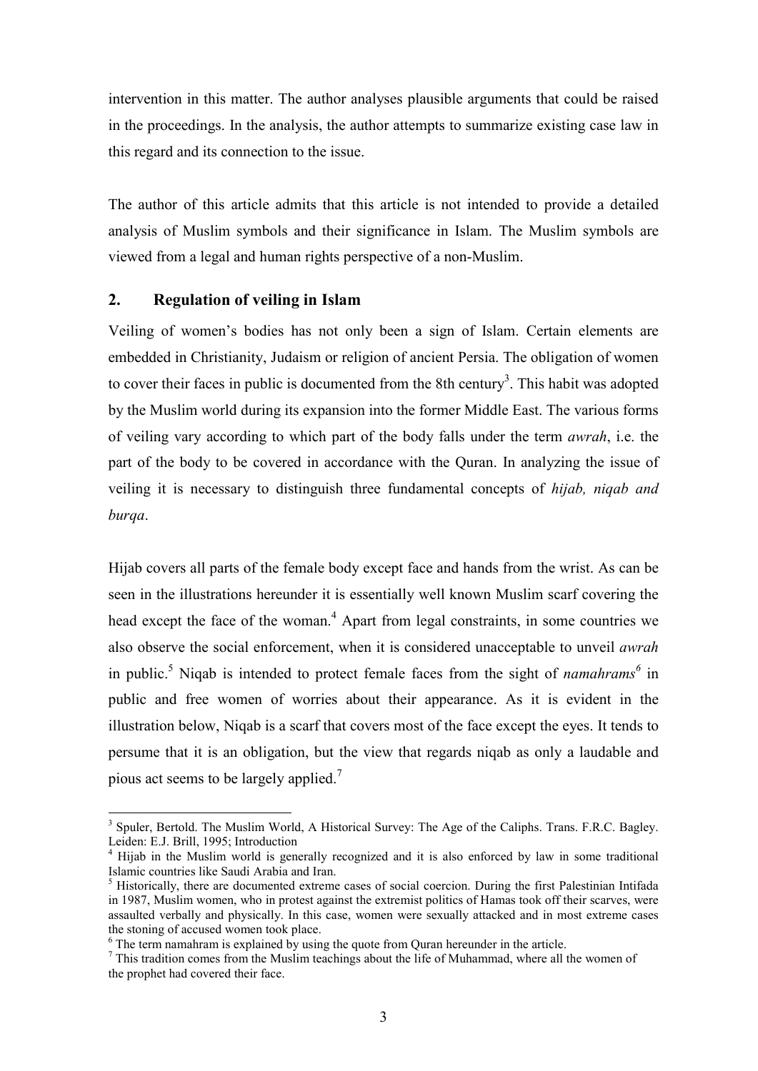intervention in this matter. The author analyses plausible arguments that could be raised in the proceedings. In the analysis, the author attempts to summarize existing case law in this regard and its connection to the issue.

The author of this article admits that this article is not intended to provide a detailed analysis of Muslim symbols and their significance in Islam. The Muslim symbols are viewed from a legal and human rights perspective of a non-Muslim.

## 2. Regulation of veiling in Islam

Veiling of women's bodies has not only been a sign of Islam. Certain elements are embedded in Christianity, Judaism or religion of ancient Persia. The obligation of women to cover their faces in public is documented from the 8th century[3]. This habit was adopted by the Muslim world during its expansion into the former Middle East. The various forms of veiling vary according to which part of the body falls under the term *awrah*, i.e. the part of the body to be covered in accordance with the Quran. In analyzing the issue of veiling it is necessary to distinguish three fundamental concepts of *hijab, niqab and burqa*.

Hijab covers all parts of the female body except face and hands from the wrist. As can be seen in the illustrations hereunder it is essentially well known Muslim scarf covering the head except the face of the woman.[4] Apart from legal constraints, in some countries we also observe the social enforcement, when it is considered unacceptable to unveil *awrah* in public.[5] Niqab is intended to protect female faces from the sight of *namahrams*[6] in public and free women of worries about their appearance. As it is evident in the illustration below, Niqab is a scarf that covers most of the face except the eyes. It tends to persume that it is an obligation, but the view that regards niqab as only a laudable and pious act seems to be largely applied.[7]

---

[3] Spuler, Bertold. The Muslim World, A Historical Survey: The Age of the Caliphs. Trans. F.R.C. Bagley. Leiden: E.J. Brill, 1995; Introduction

[4] Hijab in the Muslim world is generally recognized and it is also enforced by law in some traditional Islamic countries like Saudi Arabia and Iran.

[5] Historically, there are documented extreme cases of social coercion. During the first Palestinian Intifada in 1987, Muslim women, who in protest against the extremist politics of Hamas took off their scarves, were assaulted verbally and physically. In this case, women were sexually attacked and in most extreme cases the stoning of accused women took place.

[6] The term namahram is explained by using the quote from Quran hereunder in the article.

[7] This tradition comes from the Muslim teachings about the life of Muhammad, where all the women of the prophet had covered their face.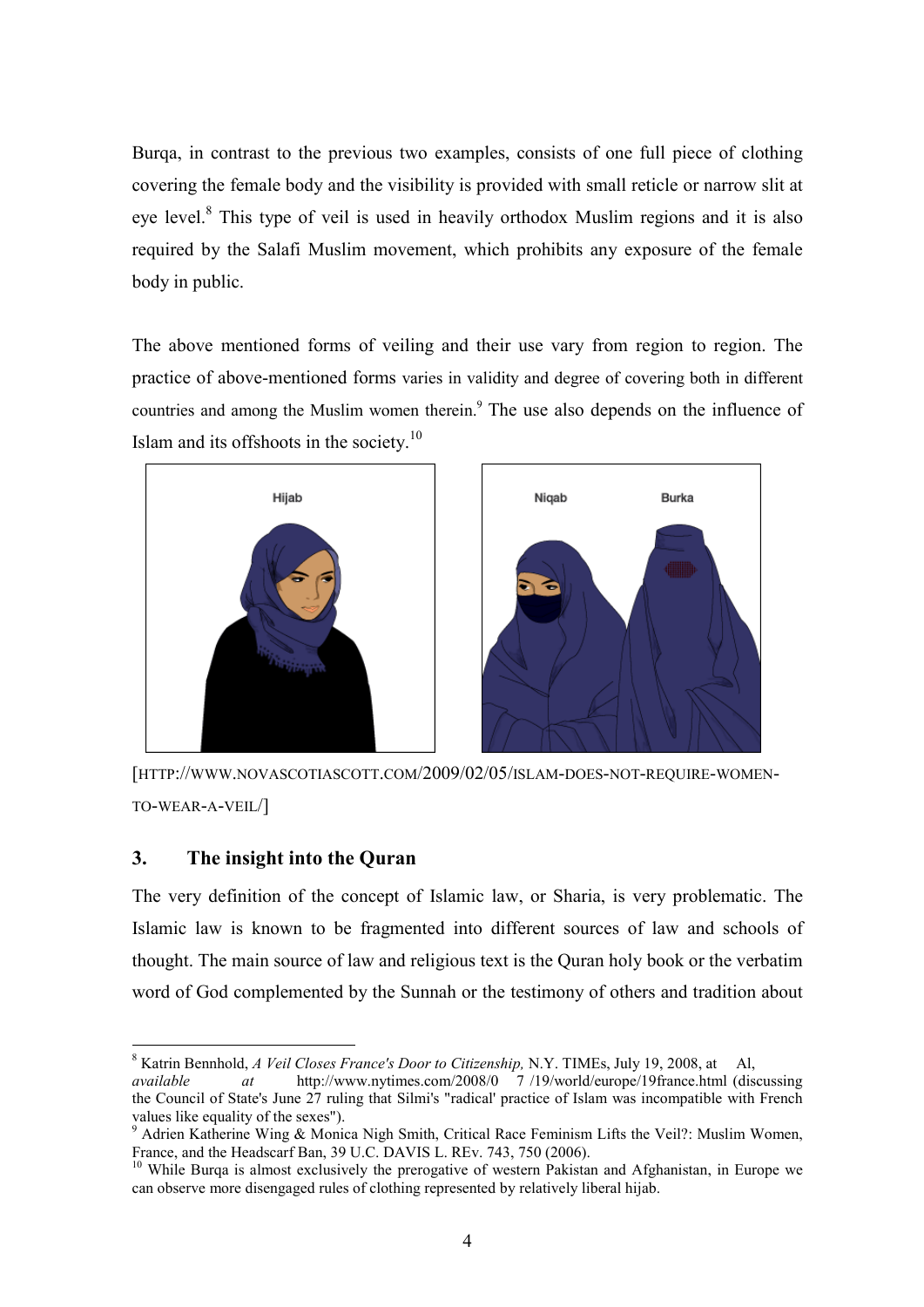Burqa, in contrast to the previous two examples, consists of one full piece of clothing covering the female body and the visibility is provided with small reticle or narrow slit at eye level.[8] This type of veil is used in heavily orthodox Muslim regions and it is also required by the Salafi Muslim movement, which prohibits any exposure of the female body in public.

The above mentioned forms of veiling and their use vary from region to region. The practice of above-mentioned forms varies in validity and degree of covering both in different countries and among the Muslim women therein.[9] The use also depends on the influence of Islam and its offshoots in the society.[10]

[HTTP://WWW.NOVASCOTIASCOTT.COM/2009/02/05/ISLAM-DOES-NOT-REQUIRE-WOMEN-TO-WEAR-A-VEIL/]

## 3. The insight into the Quran

The very definition of the concept of Islamic law, or Sharia, is very problematic. The Islamic law is known to be fragmented into different sources of law and schools of thought. The main source of law and religious text is the Quran holy book or the verbatim word of God complemented by the Sunnah or the testimony of others and tradition about

---

[8] Katrin Bennhold, *A Veil Closes France's Door to Citizenship,* N.Y. TIMEs, July 19, 2008, at Al, *available at* http://www.nytimes.com/2008/0 7 /19/world/europe/19france.html (discussing the Council of State's June 27 ruling that Silmi's "radical' practice of Islam was incompatible with French values like equality of the sexes").

[9] Adrien Katherine Wing & Monica Nigh Smith, Critical Race Feminism Lifts the Veil?: Muslim Women, France, and the Headscarf Ban, 39 U.C. DAVIS L. REv. 743, 750 (2006).

[10] While Burqa is almost exclusively the prerogative of western Pakistan and Afghanistan, in Europe we can observe more disengaged rules of clothing represented by relatively liberal hijab.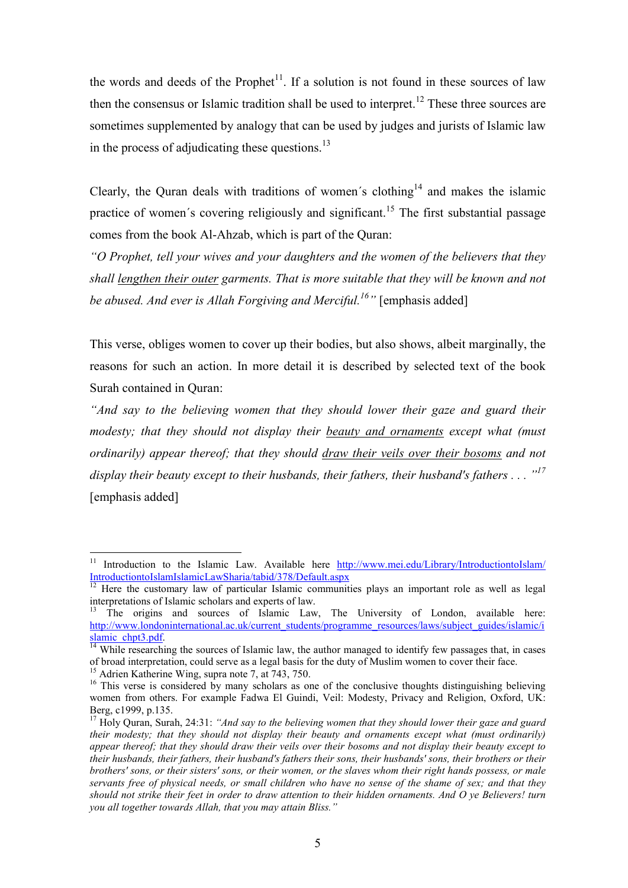the words and deeds of the Prophet[11]. If a solution is not found in these sources of law then the consensus or Islamic tradition shall be used to interpret.[12] These three sources are sometimes supplemented by analogy that can be used by judges and jurists of Islamic law in the process of adjudicating these questions.[13]

Clearly, the Quran deals with traditions of women´s clothing[14] and makes the islamic practice of women´s covering religiously and significant.[15] The first substantial passage comes from the book Al-Ahzab, which is part of the Quran:

*"O Prophet, tell your wives and your daughters and the women of the believers that they shall <u>lengthen their outer</u> garments. That is more suitable that they will be known and not be abused. And ever is Allah Forgiving and Merciful.[16]"* [emphasis added]

This verse, obliges women to cover up their bodies, but also shows, albeit marginally, the reasons for such an action. In more detail it is described by selected text of the book Surah contained in Quran:

*"And say to the believing women that they should lower their gaze and guard their modesty; that they should not display their <u>beauty and ornaments</u> except what (must ordinarily) appear thereof; that they should <u>draw their veils over their bosoms</u> and not display their beauty except to their husbands, their fathers, their husband's fathers . . . "[17]* [emphasis added]

---

[11] Introduction to the Islamic Law. Available here http://www.mei.edu/Library/IntroductiontoIslam/IntroductiontoIslamIslamicLawSharia/tabid/378/Default.aspx

[12] Here the customary law of particular Islamic communities plays an important role as well as legal interpretations of Islamic scholars and experts of law.

[13] The origins and sources of Islamic Law, The University of London, available here: http://www.londoninternational.ac.uk/current_students/programme_resources/laws/subject_guides/islamic/islamic_chpt3.pdf.

[14] While researching the sources of Islamic law, the author managed to identify few passages that, in cases of broad interpretation, could serve as a legal basis for the duty of Muslim women to cover their face.

[15] Adrien Katherine Wing, supra note 7, at 743, 750.

[16] This verse is considered by many scholars as one of the conclusive thoughts distinguishing believing women from others. For example Fadwa El Guindi, Veil: Modesty, Privacy and Religion, Oxford, UK: Berg, c1999, p.135.

[17] Holy Quran, Surah, 24:31: *"And say to the believing women that they should lower their gaze and guard their modesty; that they should not display their beauty and ornaments except what (must ordinarily) appear thereof; that they should draw their veils over their bosoms and not display their beauty except to their husbands, their fathers, their husband's fathers their sons, their husbands' sons, their brothers or their brothers' sons, or their sisters' sons, or their women, or the slaves whom their right hands possess, or male servants free of physical needs, or small children who have no sense of the shame of sex; and that they should not strike their feet in order to draw attention to their hidden ornaments. And O ye Believers! turn you all together towards Allah, that you may attain Bliss."*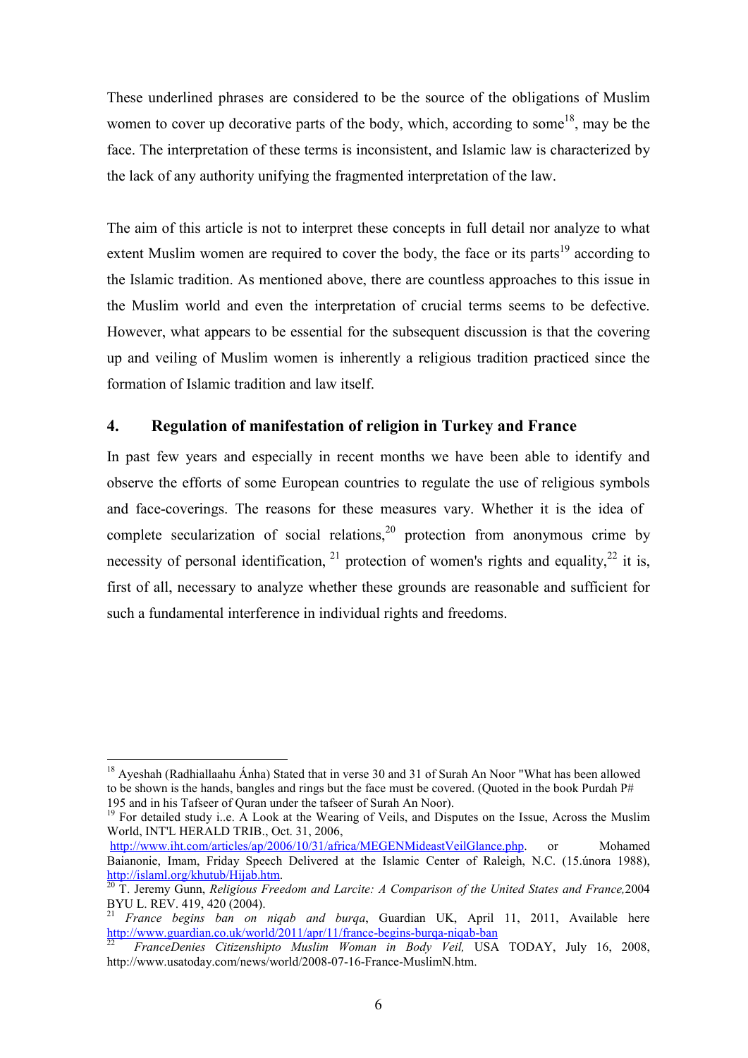These underlined phrases are considered to be the source of the obligations of Muslim women to cover up decorative parts of the body, which, according to some[18], may be the face. The interpretation of these terms is inconsistent, and Islamic law is characterized by the lack of any authority unifying the fragmented interpretation of the law.

The aim of this article is not to interpret these concepts in full detail nor analyze to what extent Muslim women are required to cover the body, the face or its parts[19] according to the Islamic tradition. As mentioned above, there are countless approaches to this issue in the Muslim world and even the interpretation of crucial terms seems to be defective. However, what appears to be essential for the subsequent discussion is that the covering up and veiling of Muslim women is inherently a religious tradition practiced since the formation of Islamic tradition and law itself.

## 4. Regulation of manifestation of religion in Turkey and France

In past few years and especially in recent months we have been able to identify and observe the efforts of some European countries to regulate the use of religious symbols and face-coverings. The reasons for these measures vary. Whether it is the idea of complete secularization of social relations,[20] protection from anonymous crime by necessity of personal identification, [21] protection of women's rights and equality,[22] it is, first of all, necessary to analyze whether these grounds are reasonable and sufficient for such a fundamental interference in individual rights and freedoms.

---

[18] Ayeshah (Radhiallaahu Ánha) Stated that in verse 30 and 31 of Surah An Noor "What has been allowed to be shown is the hands, bangles and rings but the face must be covered. (Quoted in the book Purdah P# 195 and in his Tafseer of Quran under the tafseer of Surah An Noor).

[19] For detailed study i..e. A Look at the Wearing of Veils, and Disputes on the Issue, Across the Muslim World, INT'L HERALD TRIB., Oct. 31, 2006, http://www.iht.com/articles/ap/2006/10/31/africa/MEGENMideastVeilGlance.php. or Mohamed Baianonie, Imam, Friday Speech Delivered at the Islamic Center of Raleigh, N.C. (15.února 1988), http://islaml.org/khutub/Hijab.htm.

[20] T. Jeremy Gunn, *Religious Freedom and Larcite: A Comparison of the United States and France,* 2004 BYU L. REV. 419, 420 (2004).

[21] *France begins ban on niqab and burqa*, Guardian UK, April 11, 2011, Available here http://www.guardian.co.uk/world/2011/apr/11/france-begins-burqa-niqab-ban

[22] *FranceDenies Citizenshipto Muslim Woman in Body Veil,* USA TODAY, July 16, 2008, http://www.usatoday.com/news/world/2008-07-16-France-MuslimN.htm.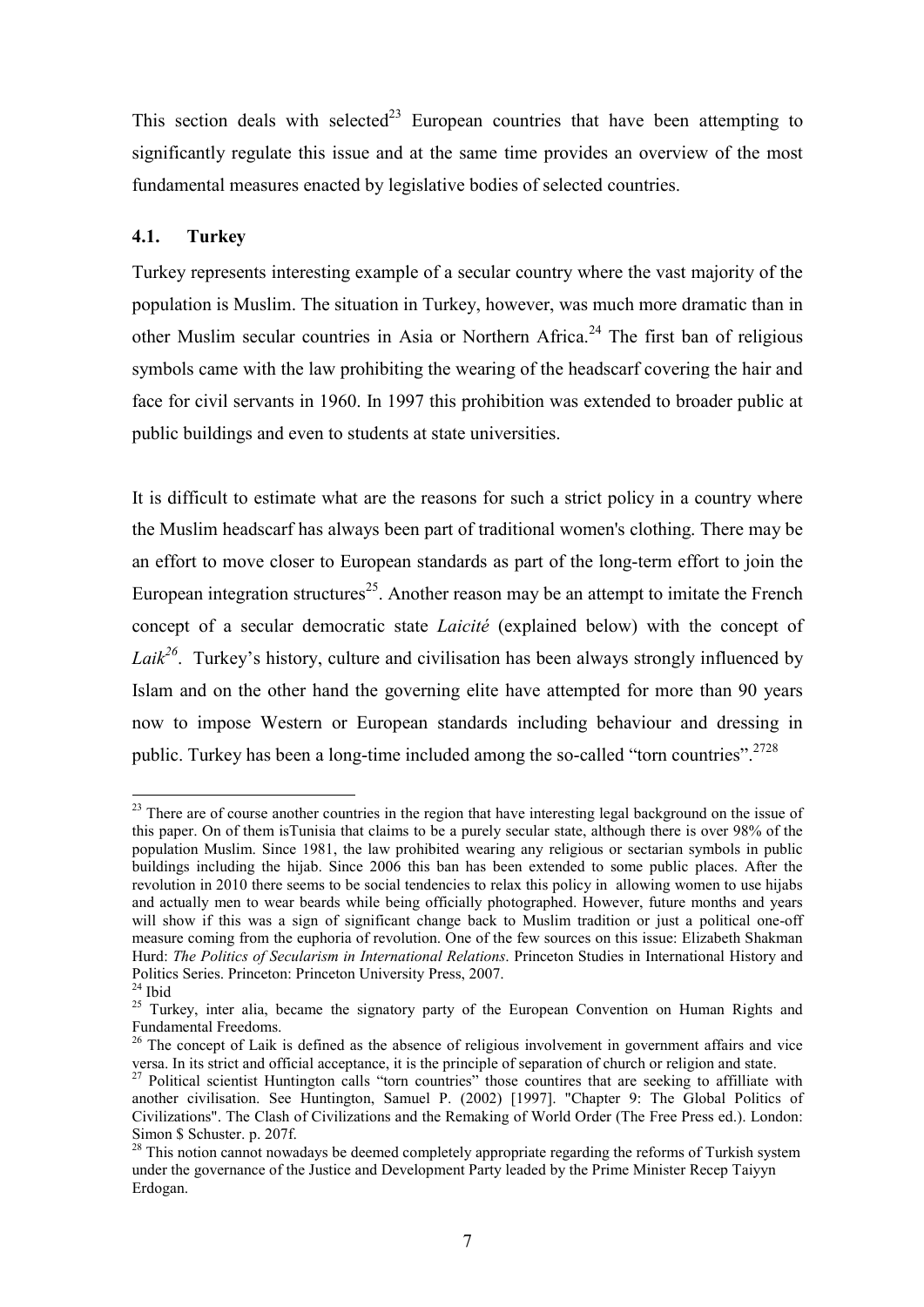This section deals with selected[23] European countries that have been attempting to significantly regulate this issue and at the same time provides an overview of the most fundamental measures enacted by legislative bodies of selected countries.

### 4.1. Turkey

Turkey represents interesting example of a secular country where the vast majority of the population is Muslim. The situation in Turkey, however, was much more dramatic than in other Muslim secular countries in Asia or Northern Africa.[24] The first ban of religious symbols came with the law prohibiting the wearing of the headscarf covering the hair and face for civil servants in 1960. In 1997 this prohibition was extended to broader public at public buildings and even to students at state universities.

It is difficult to estimate what are the reasons for such a strict policy in a country where the Muslim headscarf has always been part of traditional women's clothing. There may be an effort to move closer to European standards as part of the long-term effort to join the European integration structures[25]. Another reason may be an attempt to imitate the French concept of a secular democratic state *Laicité* (explained below) with the concept of *Laik*[26]. Turkey's history, culture and civilisation has been always strongly influenced by Islam and on the other hand the governing elite have attempted for more than 90 years now to impose Western or European standards including behaviour and dressing in public. Turkey has been a long-time included among the so-called "torn countries".[27][28]

---

[23] There are of course another countries in the region that have interesting legal background on the issue of this paper. On of them isTunisia that claims to be a purely secular state, although there is over 98% of the population Muslim. Since 1981, the law prohibited wearing any religious or sectarian symbols in public buildings including the hijab. Since 2006 this ban has been extended to some public places. After the revolution in 2010 there seems to be social tendencies to relax this policy in allowing women to use hijabs and actually men to wear beards while being officially photographed. However, future months and years will show if this was a sign of significant change back to Muslim tradition or just a political one-off measure coming from the euphoria of revolution. One of the few sources on this issue: Elizabeth Shakman Hurd: *The Politics of Secularism in International Relations*. Princeton Studies in International History and Politics Series. Princeton: Princeton University Press, 2007.

[24] Ibid

[25] Turkey, inter alia, became the signatory party of the European Convention on Human Rights and Fundamental Freedoms.

[26] The concept of Laik is defined as the absence of religious involvement in government affairs and vice versa. In its strict and official acceptance, it is the principle of separation of church or religion and state.

[27] Political scientist Huntington calls "torn countries" those countires that are seeking to affilliate with another civilisation. See Huntington, Samuel P. (2002) [1997]. "Chapter 9: The Global Politics of Civilizations". The Clash of Civilizations and the Remaking of World Order (The Free Press ed.). London: Simon $ Schuster. p. 207f.

[28] This notion cannot nowadays be deemed completely appropriate regarding the reforms of Turkish system under the governance of the Justice and Development Party leaded by the Prime Minister Recep Taiyyn Erdogan.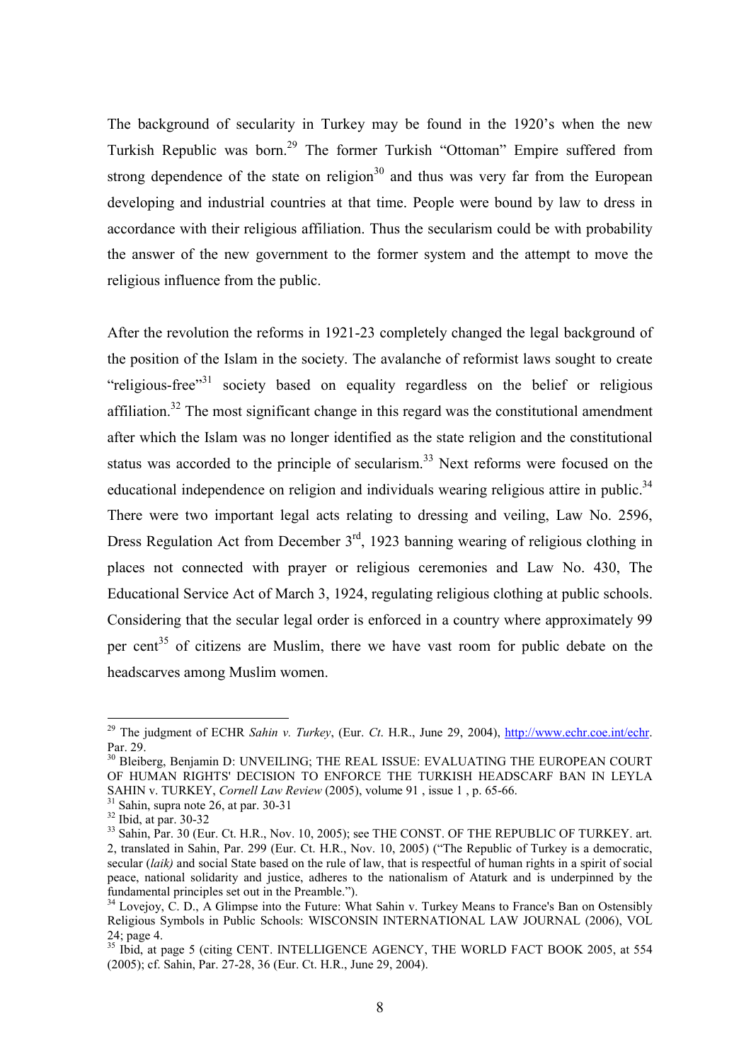The background of secularity in Turkey may be found in the 1920's when the new Turkish Republic was born.[29] The former Turkish "Ottoman" Empire suffered from strong dependence of the state on religion[30] and thus was very far from the European developing and industrial countries at that time. People were bound by law to dress in accordance with their religious affiliation. Thus the secularism could be with probability the answer of the new government to the former system and the attempt to move the religious influence from the public.

After the revolution the reforms in 1921-23 completely changed the legal background of the position of the Islam in the society. The avalanche of reformist laws sought to create "religious-free"[31] society based on equality regardless on the belief or religious affiliation.[32] The most significant change in this regard was the constitutional amendment after which the Islam was no longer identified as the state religion and the constitutional status was accorded to the principle of secularism.[33] Next reforms were focused on the educational independence on religion and individuals wearing religious attire in public.[34] There were two important legal acts relating to dressing and veiling, Law No. 2596, Dress Regulation Act from December 3rd, 1923 banning wearing of religious clothing in places not connected with prayer or religious ceremonies and Law No. 430, The Educational Service Act of March 3, 1924, regulating religious clothing at public schools. Considering that the secular legal order is enforced in a country where approximately 99 per cent[35] of citizens are Muslim, there we have vast room for public debate on the headscarves among Muslim women.

---

[29] The judgment of ECHR *Sahin v. Turkey*, (Eur. *Ct.* H.R., June 29, 2004), http://www.echr.coe.int/echr. Par. 29.

[30] Bleiberg, Benjamin D: UNVEILING; THE REAL ISSUE: EVALUATING THE EUROPEAN COURT OF HUMAN RIGHTS' DECISION TO ENFORCE THE TURKISH HEADSCARF BAN IN LEYLA SAHIN v. TURKEY, *Cornell Law Review* (2005), volume 91 , issue 1 , p. 65-66.

[31] Sahin, supra note 26, at par. 30-31

[32] Ibid, at par. 30-32

[33] Sahin, Par. 30 (Eur. Ct. H.R., Nov. 10, 2005); see THE CONST. OF THE REPUBLIC OF TURKEY. art. 2, translated in Sahin, Par. 299 (Eur. Ct. H.R., Nov. 10, 2005) ("The Republic of Turkey is a democratic, secular (*laik)* and social State based on the rule of law, that is respectful of human rights in a spirit of social peace, national solidarity and justice, adheres to the nationalism of Ataturk and is underpinned by the fundamental principles set out in the Preamble.").

[34] Lovejoy, C. D., A Glimpse into the Future: What Sahin v. Turkey Means to France's Ban on Ostensibly Religious Symbols in Public Schools: WISCONSIN INTERNATIONAL LAW JOURNAL (2006), VOL 24; page 4.

[35] Ibid, at page 5 (citing CENT. INTELLIGENCE AGENCY, THE WORLD FACT BOOK 2005, at 554 (2005); cf. Sahin, Par. 27-28, 36 (Eur. Ct. H.R., June 29, 2004).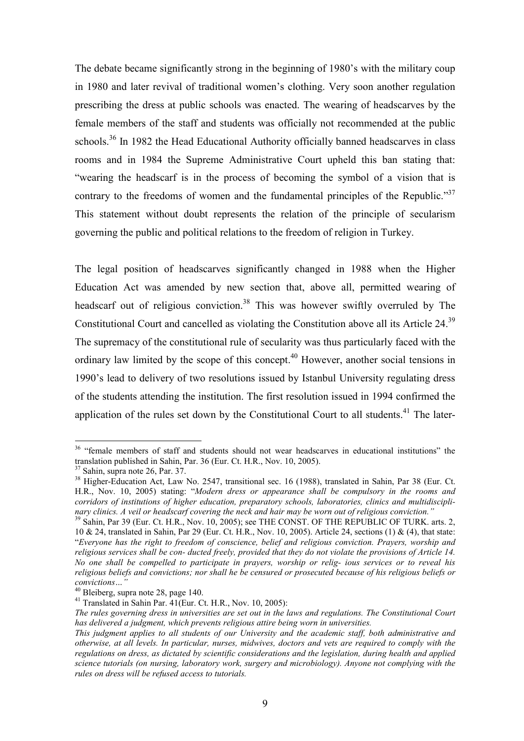The debate became significantly strong in the beginning of 1980's with the military coup in 1980 and later revival of traditional women's clothing. Very soon another regulation prescribing the dress at public schools was enacted. The wearing of headscarves by the female members of the staff and students was officially not recommended at the public schools.[36] In 1982 the Head Educational Authority officially banned headscarves in class rooms and in 1984 the Supreme Administrative Court upheld this ban stating that: "wearing the headscarf is in the process of becoming the symbol of a vision that is contrary to the freedoms of women and the fundamental principles of the Republic."[37] This statement without doubt represents the relation of the principle of secularism governing the public and political relations to the freedom of religion in Turkey.

The legal position of headscarves significantly changed in 1988 when the Higher Education Act was amended by new section that, above all, permitted wearing of headscarf out of religious conviction.[38] This was however swiftly overruled by The Constitutional Court and cancelled as violating the Constitution above all its Article 24.[39] The supremacy of the constitutional rule of secularity was thus particularly faced with the ordinary law limited by the scope of this concept.[40] However, another social tensions in 1990's lead to delivery of two resolutions issued by Istanbul University regulating dress of the students attending the institution. The first resolution issued in 1994 confirmed the application of the rules set down by the Constitutional Court to all students.[41] The later-

---

[36] "female members of staff and students should not wear headscarves in educational institutions" the translation published in Sahin, Par. 36 (Eur. Ct. H.R., Nov. 10, 2005).

[37] Sahin, supra note 26, Par. 37.

[38] Higher-Education Act, Law No. 2547, transitional sec. 16 (1988), translated in Sahin, Par 38 (Eur. Ct. H.R., Nov. 10, 2005) stating: "*Modern dress or appearance shall be compulsory in the rooms and corridors of institutions of higher education, preparatory schools, laboratories, clinics and multidisciplinary clinics. A veil or headscarf covering the neck and hair may be worn out of religious conviction.*"

[39] Sahin, Par 39 (Eur. Ct. H.R., Nov. 10, 2005); see THE CONST. OF THE REPUBLIC OF TURK. arts. 2, 10 & 24, translated in Sahin, Par 29 (Eur. Ct. H.R., Nov. 10, 2005). Article 24, sections (1) & (4), that state: "*Everyone has the right to freedom of conscience, belief and religious conviction. Prayers, worship and religious services shall be con- ducted freely, provided that they do not violate the provisions of Article 14. No one shall be compelled to participate in prayers, worship or relig- ious services or to reveal his religious beliefs and convictions; nor shall he be censured or prosecuted because of his religious beliefs or convictions…*"

[40] Bleiberg, supra note 28, page 140.

[41] Translated in Sahin Par. 41(Eur. Ct. H.R., Nov. 10, 2005):

*The rules governing dress in universities are set out in the laws and regulations. The Constitutional Court has delivered a judgment, which prevents religious attire being worn in universities.*

*This judgment applies to all students of our University and the academic staff, both administrative and otherwise, at all levels. In particular, nurses, midwives, doctors and vets are required to comply with the regulations on dress, as dictated by scientific considerations and the legislation, during health and applied science tutorials (on nursing, laboratory work, surgery and microbiology). Anyone not complying with the rules on dress will be refused access to tutorials.*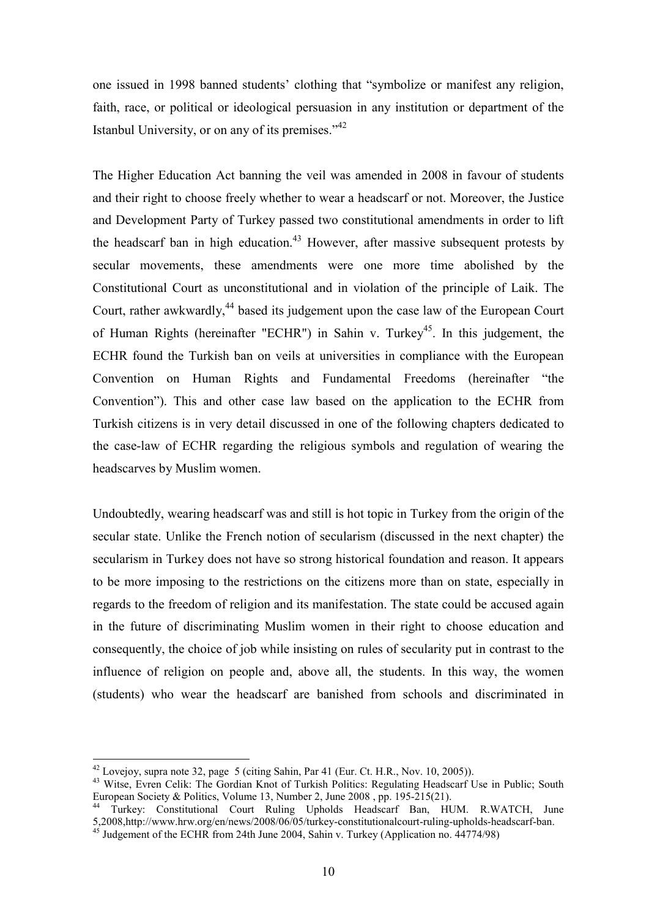one issued in 1998 banned students' clothing that "symbolize or manifest any religion, faith, race, or political or ideological persuasion in any institution or department of the Istanbul University, or on any of its premises."[42]

The Higher Education Act banning the veil was amended in 2008 in favour of students and their right to choose freely whether to wear a headscarf or not. Moreover, the Justice and Development Party of Turkey passed two constitutional amendments in order to lift the headscarf ban in high education.[43] However, after massive subsequent protests by secular movements, these amendments were one more time abolished by the Constitutional Court as unconstitutional and in violation of the principle of Laik. The Court, rather awkwardly,[44] based its judgement upon the case law of the European Court of Human Rights (hereinafter "ECHR") in Sahin v. Turkey[45]. In this judgement, the ECHR found the Turkish ban on veils at universities in compliance with the European Convention on Human Rights and Fundamental Freedoms (hereinafter "the Convention"). This and other case law based on the application to the ECHR from Turkish citizens is in very detail discussed in one of the following chapters dedicated to the case-law of ECHR regarding the religious symbols and regulation of wearing the headscarves by Muslim women.

Undoubtedly, wearing headscarf was and still is hot topic in Turkey from the origin of the secular state. Unlike the French notion of secularism (discussed in the next chapter) the secularism in Turkey does not have so strong historical foundation and reason. It appears to be more imposing to the restrictions on the citizens more than on state, especially in regards to the freedom of religion and its manifestation. The state could be accused again in the future of discriminating Muslim women in their right to choose education and consequently, the choice of job while insisting on rules of secularity put in contrast to the influence of religion on people and, above all, the students. In this way, the women (students) who wear the headscarf are banished from schools and discriminated in

---

[42] Lovejoy, supra note 32, page 5 (citing Sahin, Par 41 (Eur. Ct. H.R., Nov. 10, 2005)).

[43] Witse, Evren Celik: The Gordian Knot of Turkish Politics: Regulating Headscarf Use in Public; South European Society & Politics, Volume 13, Number 2, June 2008 , pp. 195-215(21).

[44] Turkey: Constitutional Court Ruling Upholds Headscarf Ban, HUM. R.WATCH, June 5,2008,http://www.hrw.org/en/news/2008/06/05/turkey-constitutionalcourt-ruling-upholds-headscarf-ban.

[45] Judgement of the ECHR from 24th June 2004, Sahin v. Turkey (Application no. 44774/98)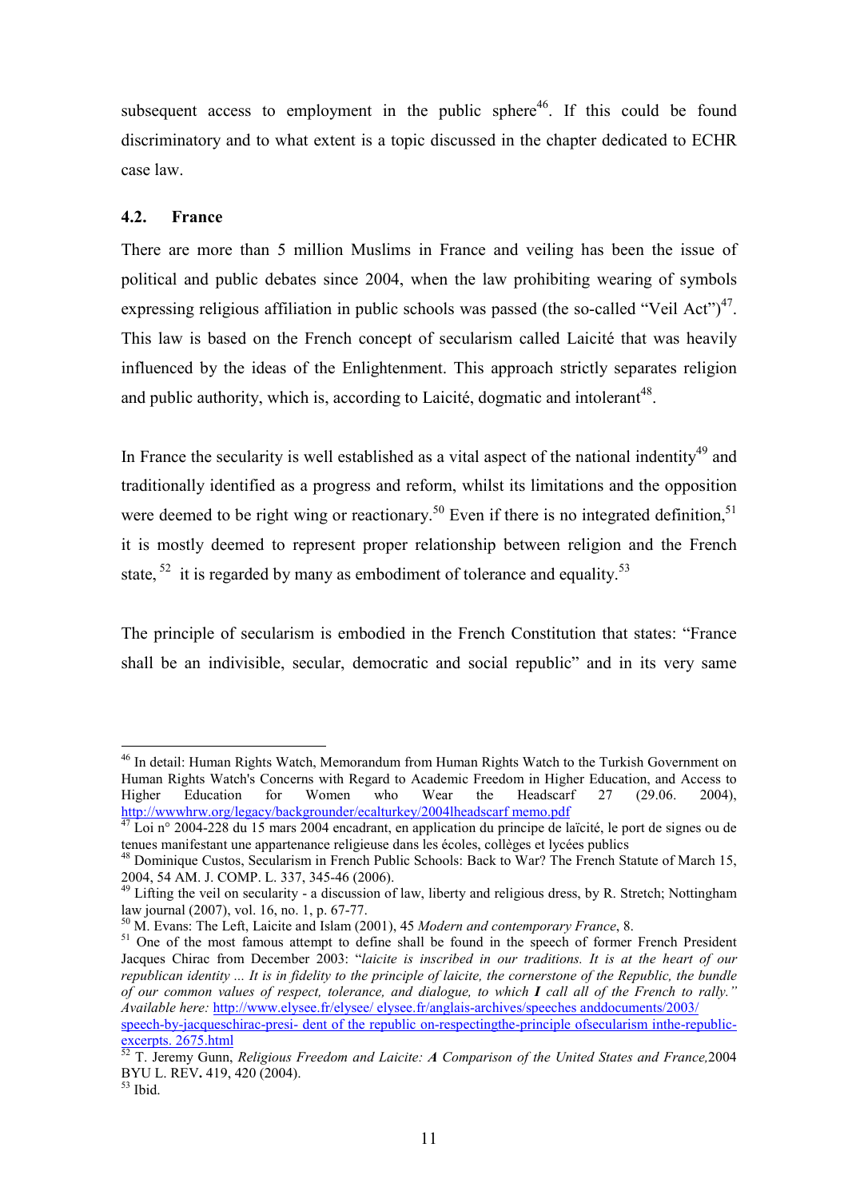subsequent access to employment in the public sphere[46]. If this could be found discriminatory and to what extent is a topic discussed in the chapter dedicated to ECHR case law.

### 4.2. France

There are more than 5 million Muslims in France and veiling has been the issue of political and public debates since 2004, when the law prohibiting wearing of symbols expressing religious affiliation in public schools was passed (the so-called "Veil Act")[47]. This law is based on the French concept of secularism called Laicité that was heavily influenced by the ideas of the Enlightenment. This approach strictly separates religion and public authority, which is, according to Laicité, dogmatic and intolerant[48].

In France the secularity is well established as a vital aspect of the national indentity[49] and traditionally identified as a progress and reform, whilst its limitations and the opposition were deemed to be right wing or reactionary.[50] Even if there is no integrated definition,[51] it is mostly deemed to represent proper relationship between religion and the French state, [52] it is regarded by many as embodiment of tolerance and equality.[53]

The principle of secularism is embodied in the French Constitution that states: "France shall be an indivisible, secular, democratic and social republic" and in its very same

---

[46] In detail: Human Rights Watch, Memorandum from Human Rights Watch to the Turkish Government on Human Rights Watch's Concerns with Regard to Academic Freedom in Higher Education, and Access to Higher Education for Women who Wear the Headscarf 27 (29.06. 2004), http://wwwhrw.org/legacy/backgrounder/ecalturkey/2004lheadscarf memo.pdf

[47] Loi n° 2004-228 du 15 mars 2004 encadrant, en application du principe de laïcité, le port de signes ou de tenues manifestant une appartenance religieuse dans les écoles, collèges et lycées publics

[48] Dominique Custos, Secularism in French Public Schools: Back to War? The French Statute of March 15, 2004, 54 AM. J. COMP. L. 337, 345-46 (2006).

[49] Lifting the veil on secularity - a discussion of law, liberty and religious dress, by R. Stretch; Nottingham law journal (2007), vol. 16, no. 1, p. 67-77.

[50] M. Evans: The Left, Laicite and Islam (2001), 45 *Modern and contemporary France*, 8.

[51] One of the most famous attempt to define shall be found in the speech of former French President Jacques Chirac from December 2003: "*laicite is inscribed in our traditions. It is at the heart of our republican identity ... It is in fidelity to the principle of laicite, the cornerstone of the Republic, the bundle of our common values of respect, tolerance, and dialogue, to which **I** call all of the French to rally." Available here:* http://www.elysee.fr/elysee/ elysee.fr/anglais-archives/speeches anddocuments/2003/ speech-by-jacqueschirac-presi- dent of the republic on-respectingthe-principle ofsecularism inthe-republic-excerpts. 2675.html

[52] T. Jeremy Gunn, *Religious Freedom and Laicite: **A** Comparison of the United States and France,*2004 BYU L. REV**.** 419, 420 (2004).

[53] Ibid.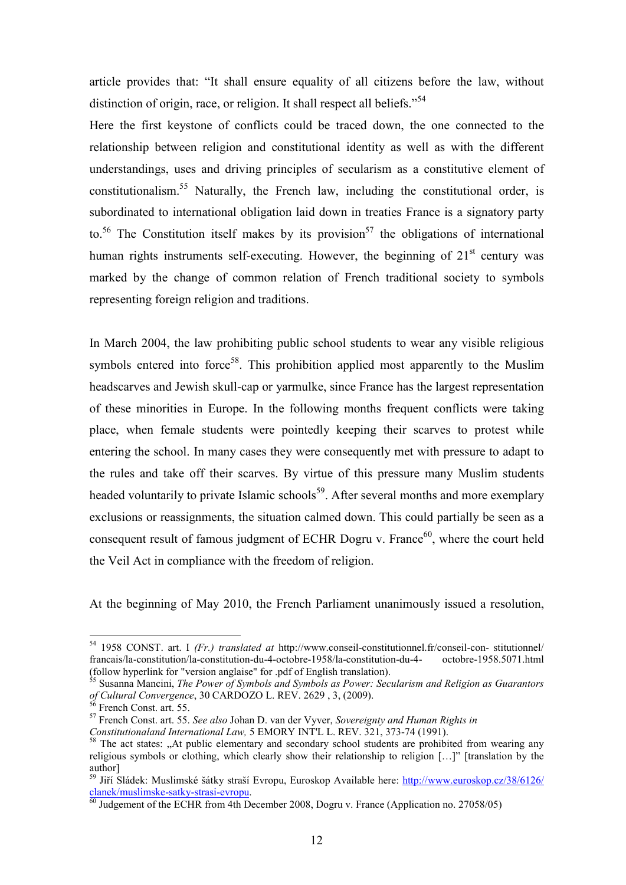article provides that: "It shall ensure equality of all citizens before the law, without distinction of origin, race, or religion. It shall respect all beliefs."[54]

Here the first keystone of conflicts could be traced down, the one connected to the relationship between religion and constitutional identity as well as with the different understandings, uses and driving principles of secularism as a constitutive element of constitutionalism.[55] Naturally, the French law, including the constitutional order, is subordinated to international obligation laid down in treaties France is a signatory party to.[56] The Constitution itself makes by its provision[57] the obligations of international human rights instruments self-executing. However, the beginning of 21[st] century was marked by the change of common relation of French traditional society to symbols representing foreign religion and traditions.

In March 2004, the law prohibiting public school students to wear any visible religious symbols entered into force[58]. This prohibition applied most apparently to the Muslim headscarves and Jewish skull-cap or yarmulke, since France has the largest representation of these minorities in Europe. In the following months frequent conflicts were taking place, when female students were pointedly keeping their scarves to protest while entering the school. In many cases they were consequently met with pressure to adapt to the rules and take off their scarves. By virtue of this pressure many Muslim students headed voluntarily to private Islamic schools[59]. After several months and more exemplary exclusions or reassignments, the situation calmed down. This could partially be seen as a consequent result of famous judgment of ECHR Dogru v. France[60], where the court held the Veil Act in compliance with the freedom of religion.

At the beginning of May 2010, the French Parliament unanimously issued a resolution,

---

[54] 1958 CONST. art. I *(Fr.) translated at* http://www.conseil-constitutionnel.fr/conseil-con- stitutionnel/ francais/la-constitution/la-constitution-du-4-octobre-1958/la-constitution-du-4- octobre-1958.5071.html (follow hyperlink for "version anglaise" for .pdf of English translation).

[55] Susanna Mancini, *The Power of Symbols and Symbols as Power: Secularism and Religion as Guarantors of Cultural Convergence*, 30 CARDOZO L. REV. 2629 , 3, (2009).

[56] French Const. art. 55.

[57] French Const. art. 55. *See also* Johan D. van der Vyver, *Sovereignty and Human Rights in Constitutionaland International Law,* 5 EMORY INT'L L. REV. 321, 373-74 (1991).

[58] The act states: „At public elementary and secondary school students are prohibited from wearing any religious symbols or clothing, which clearly show their relationship to religion […]" [translation by the author]

[59] Jiří Sládek: Muslimské šátky straší Evropu, Euroskop Available here: http://www.euroskop.cz/38/6126/clanek/muslimske-satky-strasi-evropu.

[60] Judgement of the ECHR from 4th December 2008, Dogru v. France (Application no. 27058/05)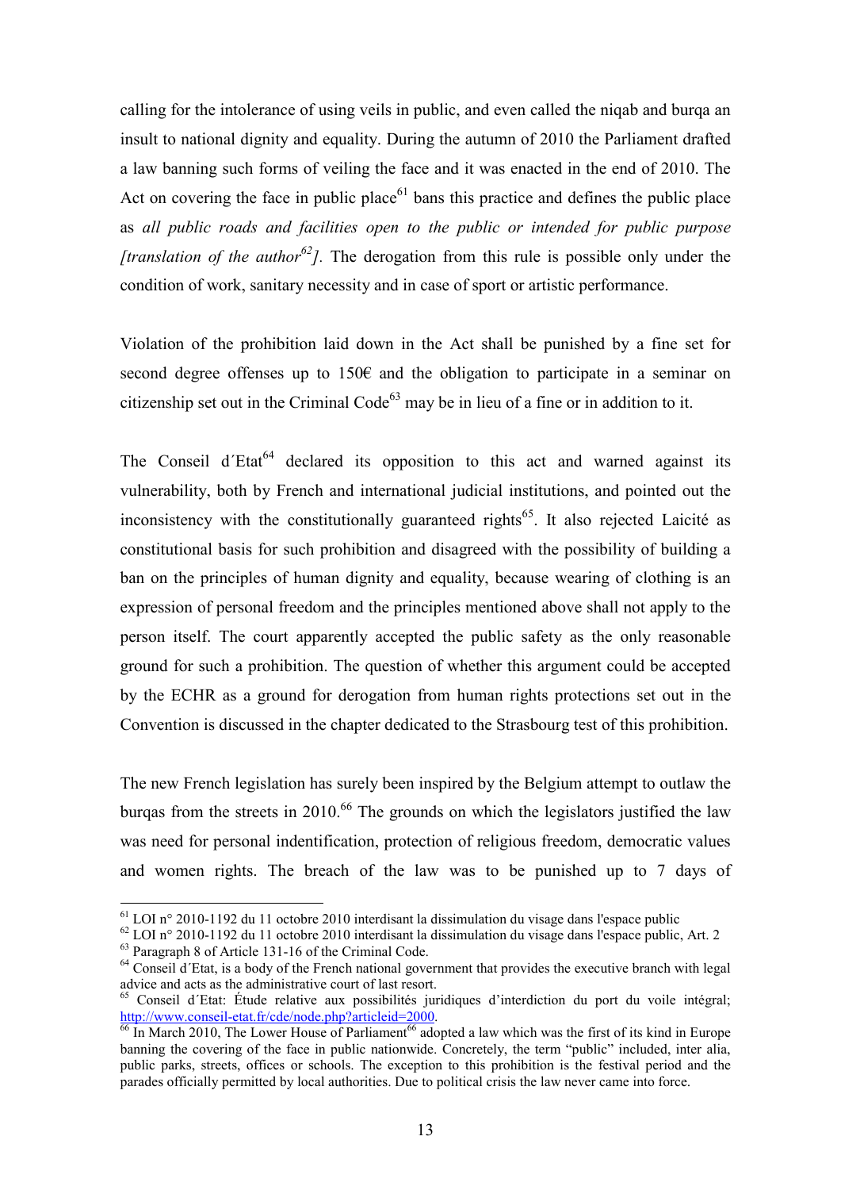calling for the intolerance of using veils in public, and even called the niqab and burqa an insult to national dignity and equality. During the autumn of 2010 the Parliament drafted a law banning such forms of veiling the face and it was enacted in the end of 2010. The Act on covering the face in public place[61] bans this practice and defines the public place as *all public roads and facilities open to the public or intended for public purpose [translation of the author[62]]*. The derogation from this rule is possible only under the condition of work, sanitary necessity and in case of sport or artistic performance.

Violation of the prohibition laid down in the Act shall be punished by a fine set for second degree offenses up to 150€ and the obligation to participate in a seminar on citizenship set out in the Criminal Code[63] may be in lieu of a fine or in addition to it.

The Conseil d´Etat[64] declared its opposition to this act and warned against its vulnerability, both by French and international judicial institutions, and pointed out the inconsistency with the constitutionally guaranteed rights[65]. It also rejected Laicité as constitutional basis for such prohibition and disagreed with the possibility of building a ban on the principles of human dignity and equality, because wearing of clothing is an expression of personal freedom and the principles mentioned above shall not apply to the person itself. The court apparently accepted the public safety as the only reasonable ground for such a prohibition. The question of whether this argument could be accepted by the ECHR as a ground for derogation from human rights protections set out in the Convention is discussed in the chapter dedicated to the Strasbourg test of this prohibition.

The new French legislation has surely been inspired by the Belgium attempt to outlaw the burqas from the streets in 2010.[66] The grounds on which the legislators justified the law was need for personal indentification, protection of religious freedom, democratic values and women rights. The breach of the law was to be punished up to 7 days of

---

[61] LOI n° 2010-1192 du 11 octobre 2010 interdisant la dissimulation du visage dans l'espace public

[62] LOI n° 2010-1192 du 11 octobre 2010 interdisant la dissimulation du visage dans l'espace public, Art. 2

[63] Paragraph 8 of Article 131-16 of the Criminal Code.

[64] Conseil d´Etat, is a body of the French national government that provides the executive branch with legal advice and acts as the administrative court of last resort.

[65] Conseil d´Etat: Étude relative aux possibilités juridiques d'interdiction du port du voile intégral; http://www.conseil-etat.fr/cde/node.php?articleid=2000.

[66] In March 2010, The Lower House of Parliament[66] adopted a law which was the first of its kind in Europe banning the covering of the face in public nationwide. Concretely, the term "public" included, inter alia, public parks, streets, offices or schools. The exception to this prohibition is the festival period and the parades officially permitted by local authorities. Due to political crisis the law never came into force.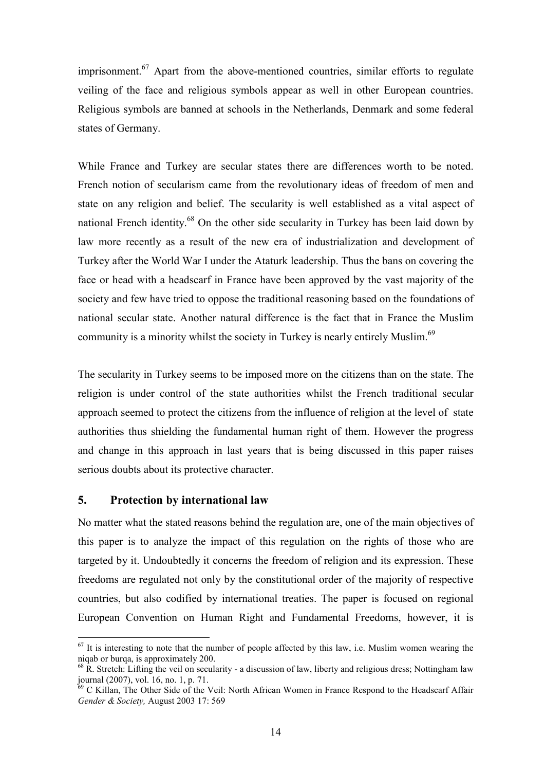imprisonment.[67] Apart from the above-mentioned countries, similar efforts to regulate veiling of the face and religious symbols appear as well in other European countries. Religious symbols are banned at schools in the Netherlands, Denmark and some federal states of Germany.

While France and Turkey are secular states there are differences worth to be noted. French notion of secularism came from the revolutionary ideas of freedom of men and state on any religion and belief. The secularity is well established as a vital aspect of national French identity.[68] On the other side secularity in Turkey has been laid down by law more recently as a result of the new era of industrialization and development of Turkey after the World War I under the Ataturk leadership. Thus the bans on covering the face or head with a headscarf in France have been approved by the vast majority of the society and few have tried to oppose the traditional reasoning based on the foundations of national secular state. Another natural difference is the fact that in France the Muslim community is a minority whilst the society in Turkey is nearly entirely Muslim.[69]

The secularity in Turkey seems to be imposed more on the citizens than on the state. The religion is under control of the state authorities whilst the French traditional secular approach seemed to protect the citizens from the influence of religion at the level of state authorities thus shielding the fundamental human right of them. However the progress and change in this approach in last years that is being discussed in this paper raises serious doubts about its protective character.

## 5. Protection by international law

No matter what the stated reasons behind the regulation are, one of the main objectives of this paper is to analyze the impact of this regulation on the rights of those who are targeted by it. Undoubtedly it concerns the freedom of religion and its expression. These freedoms are regulated not only by the constitutional order of the majority of respective countries, but also codified by international treaties. The paper is focused on regional European Convention on Human Right and Fundamental Freedoms, however, it is

---

[67] It is interesting to note that the number of people affected by this law, i.e. Muslim women wearing the niqab or burqa, is approximately 200.

[68] R. Stretch: Lifting the veil on secularity - a discussion of law, liberty and religious dress; Nottingham law journal (2007), vol. 16, no. 1, p. 71.

[69] C Killan, The Other Side of the Veil: North African Women in France Respond to the Headscarf Affair *Gender & Society,* August 2003 17: 569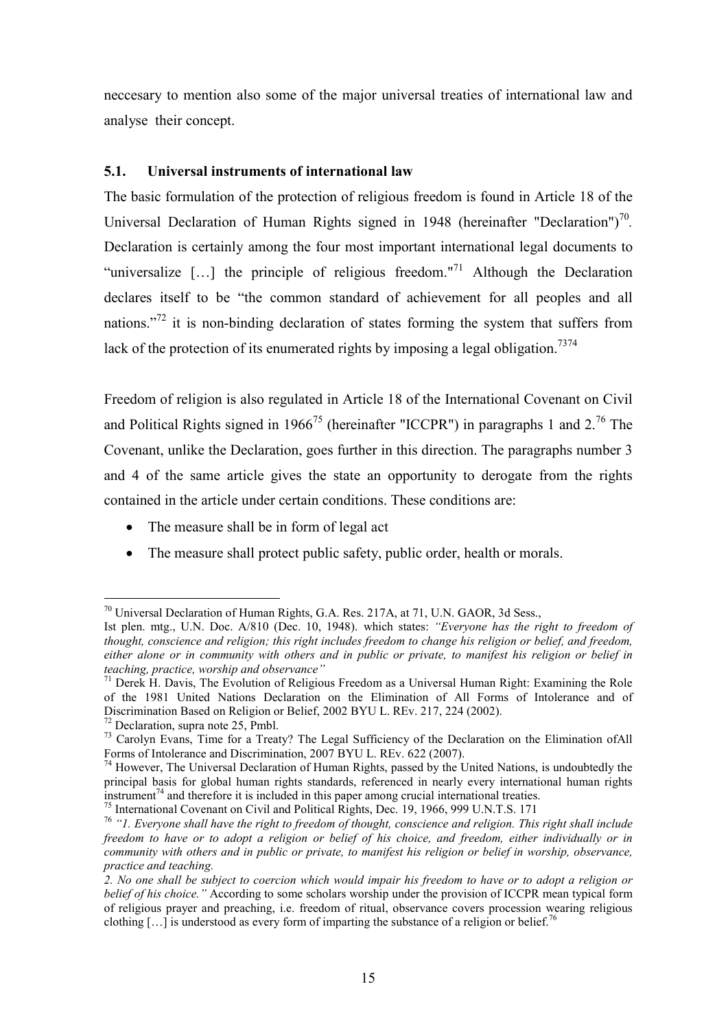neccesary to mention also some of the major universal treaties of international law and analyse their concept.

### 5.1. Universal instruments of international law

The basic formulation of the protection of religious freedom is found in Article 18 of the Universal Declaration of Human Rights signed in 1948 (hereinafter "Declaration")[70]. Declaration is certainly among the four most important international legal documents to "universalize […] the principle of religious freedom."[71] Although the Declaration declares itself to be "the common standard of achievement for all peoples and all nations."[72] it is non-binding declaration of states forming the system that suffers from lack of the protection of its enumerated rights by imposing a legal obligation.[73][74]

Freedom of religion is also regulated in Article 18 of the International Covenant on Civil and Political Rights signed in 1966[75] (hereinafter "ICCPR") in paragraphs 1 and 2.[76] The Covenant, unlike the Declaration, goes further in this direction. The paragraphs number 3 and 4 of the same article gives the state an opportunity to derogate from the rights contained in the article under certain conditions. These conditions are:

- The measure shall be in form of legal act
- The measure shall protect public safety, public order, health or morals.

---

[70] Universal Declaration of Human Rights, G.A. Res. 217A, at 71, U.N. GAOR, 3d Sess., Ist plen. mtg., U.N. Doc. A/810 (Dec. 10, 1948). which states: *"Everyone has the right to freedom of thought, conscience and religion; this right includes freedom to change his religion or belief, and freedom, either alone or in community with others and in public or private, to manifest his religion or belief in teaching, practice, worship and observance"*

[71] Derek H. Davis, The Evolution of Religious Freedom as a Universal Human Right: Examining the Role of the 1981 United Nations Declaration on the Elimination of All Forms of Intolerance and of Discrimination Based on Religion or Belief, 2002 BYU L. REv. 217, 224 (2002).

[72] Declaration, supra note 25, Pmbl.

[73] Carolyn Evans, Time for a Treaty? The Legal Sufficiency of the Declaration on the Elimination ofAll Forms of Intolerance and Discrimination, 2007 BYU L. REv. 622 (2007).

[74] However, The Universal Declaration of Human Rights, passed by the United Nations, is undoubtedly the principal basis for global human rights standards, referenced in nearly every international human rights instrument[74] and therefore it is included in this paper among crucial international treaties.

[75] International Covenant on Civil and Political Rights, Dec. 19, 1966, 999 U.N.T.S. 171

[76] *"1. Everyone shall have the right to freedom of thought, conscience and religion. This right shall include freedom to have or to adopt a religion or belief of his choice, and freedom, either individually or in community with others and in public or private, to manifest his religion or belief in worship, observance, practice and teaching.*

*2. No one shall be subject to coercion which would impair his freedom to have or to adopt a religion or belief of his choice."* According to some scholars worship under the provision of ICCPR mean typical form of religious prayer and preaching, i.e. freedom of ritual, observance covers procession wearing religious clothing […] is understood as every form of imparting the substance of a religion or belief.[76]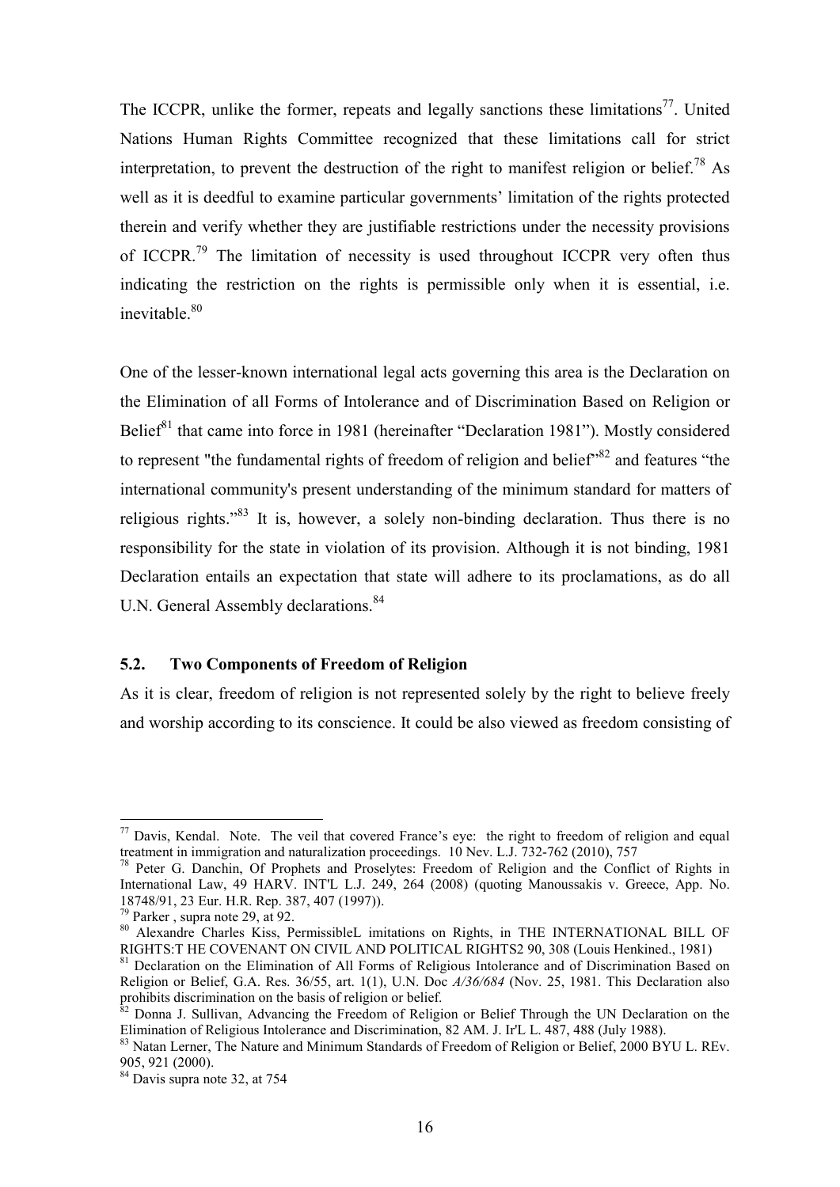The ICCPR, unlike the former, repeats and legally sanctions these limitations[77]. United Nations Human Rights Committee recognized that these limitations call for strict interpretation, to prevent the destruction of the right to manifest religion or belief.[78] As well as it is deedful to examine particular governments' limitation of the rights protected therein and verify whether they are justifiable restrictions under the necessity provisions of ICCPR.[79] The limitation of necessity is used throughout ICCPR very often thus indicating the restriction on the rights is permissible only when it is essential, i.e. inevitable.[80]

One of the lesser-known international legal acts governing this area is the Declaration on the Elimination of all Forms of Intolerance and of Discrimination Based on Religion or Belief[81] that came into force in 1981 (hereinafter "Declaration 1981"). Mostly considered to represent "the fundamental rights of freedom of religion and belief"[82] and features "the international community's present understanding of the minimum standard for matters of religious rights."[83] It is, however, a solely non-binding declaration. Thus there is no responsibility for the state in violation of its provision. Although it is not binding, 1981 Declaration entails an expectation that state will adhere to its proclamations, as do all U.N. General Assembly declarations.[84]

### 5.2. Two Components of Freedom of Religion

As it is clear, freedom of religion is not represented solely by the right to believe freely and worship according to its conscience. It could be also viewed as freedom consisting of

---

[77] Davis, Kendal. Note. The veil that covered France's eye: the right to freedom of religion and equal treatment in immigration and naturalization proceedings. 10 Nev. L.J. 732-762 (2010), 757

[78] Peter G. Danchin, Of Prophets and Proselytes: Freedom of Religion and the Conflict of Rights in International Law, 49 HARV. INT'L L.J. 249, 264 (2008) (quoting Manoussakis v. Greece, App. No. 18748/91, 23 Eur. H.R. Rep. 387, 407 (1997)).

[79] Parker , supra note 29, at 92.

[80] Alexandre Charles Kiss, PermissibleL imitations on Rights, in THE INTERNATIONAL BILL OF RIGHTS:T HE COVENANT ON CIVIL AND POLITICAL RIGHTS2 90, 308 (Louis Henkined., 1981)

[81] Declaration on the Elimination of All Forms of Religious Intolerance and of Discrimination Based on Religion or Belief, G.A. Res. 36/55, art. 1(1), U.N. Doc *A/36/684* (Nov. 25, 1981. This Declaration also prohibits discrimination on the basis of religion or belief.

[82] Donna J. Sullivan, Advancing the Freedom of Religion or Belief Through the UN Declaration on the Elimination of Religious Intolerance and Discrimination, 82 AM. J. Ir'L L. 487, 488 (July 1988).

[83] Natan Lerner, The Nature and Minimum Standards of Freedom of Religion or Belief, 2000 BYU L. REv. 905, 921 (2000).

[84] Davis supra note 32, at 754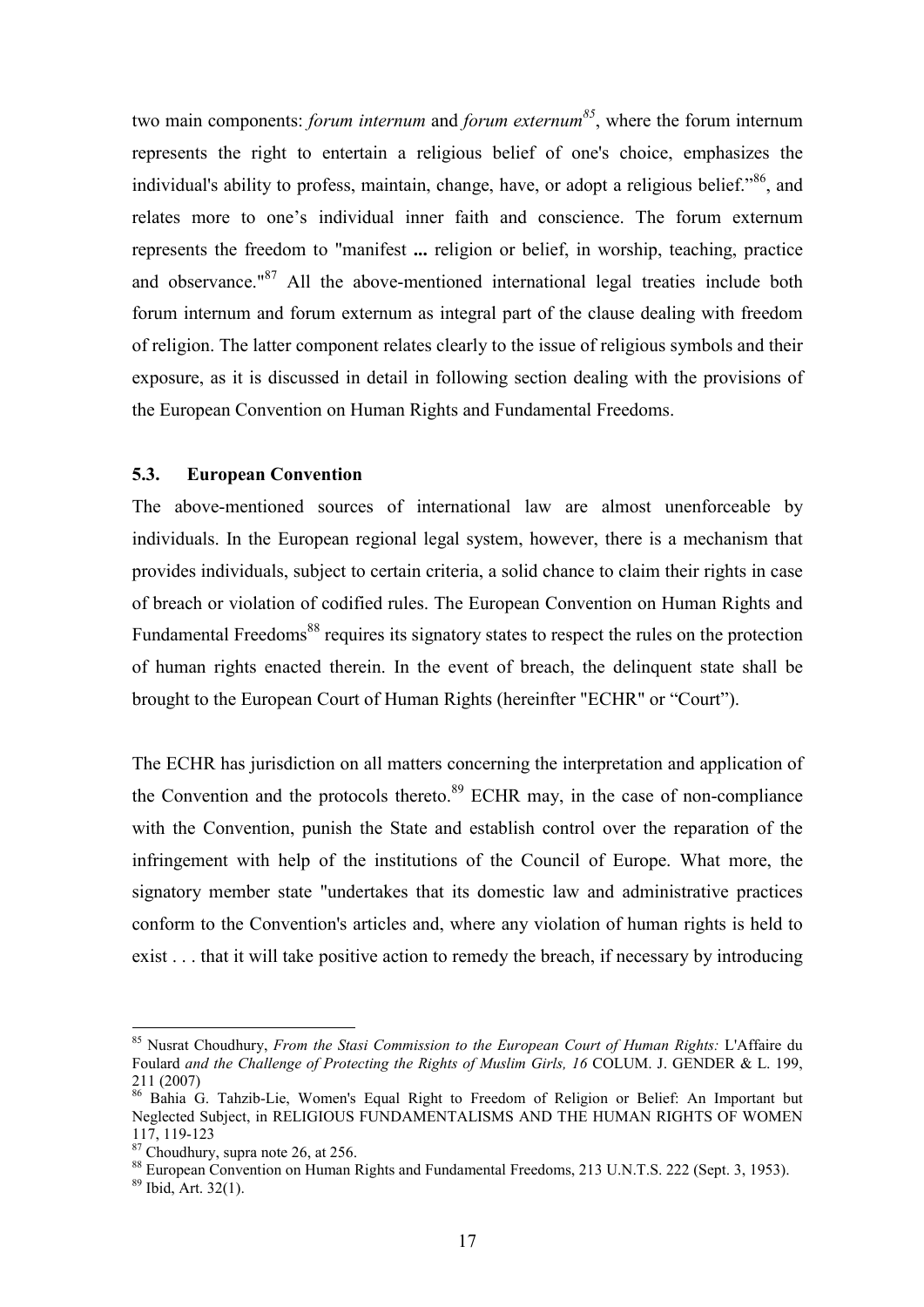two main components: *forum internum* and *forum externum*[85], where the forum internum represents the right to entertain a religious belief of one's choice, emphasizes the individual's ability to profess, maintain, change, have, or adopt a religious belief."[86], and relates more to one's individual inner faith and conscience. The forum externum represents the freedom to "manifest **...** religion or belief, in worship, teaching, practice and observance."[87] All the above-mentioned international legal treaties include both forum internum and forum externum as integral part of the clause dealing with freedom of religion. The latter component relates clearly to the issue of religious symbols and their exposure, as it is discussed in detail in following section dealing with the provisions of the European Convention on Human Rights and Fundamental Freedoms.

### 5.3. European Convention

The above-mentioned sources of international law are almost unenforceable by individuals. In the European regional legal system, however, there is a mechanism that provides individuals, subject to certain criteria, a solid chance to claim their rights in case of breach or violation of codified rules. The European Convention on Human Rights and Fundamental Freedoms[88] requires its signatory states to respect the rules on the protection of human rights enacted therein. In the event of breach, the delinquent state shall be brought to the European Court of Human Rights (hereinfter "ECHR" or "Court").

The ECHR has jurisdiction on all matters concerning the interpretation and application of the Convention and the protocols thereto.[89] ECHR may, in the case of non-compliance with the Convention, punish the State and establish control over the reparation of the infringement with help of the institutions of the Council of Europe. What more, the signatory member state "undertakes that its domestic law and administrative practices conform to the Convention's articles and, where any violation of human rights is held to exist . . . that it will take positive action to remedy the breach, if necessary by introducing

---

[85] Nusrat Choudhury, *From the Stasi Commission to the European Court of Human Rights:* L'Affaire du Foulard *and the Challenge of Protecting the Rights of Muslim Girls, 16* COLUM. J. GENDER & L. 199, 211 (2007)

[86] Bahia G. Tahzib-Lie, Women's Equal Right to Freedom of Religion or Belief: An Important but Neglected Subject, in RELIGIOUS FUNDAMENTALISMS AND THE HUMAN RIGHTS OF WOMEN 117, 119-123

[87] Choudhury, supra note 26, at 256.

[88] European Convention on Human Rights and Fundamental Freedoms, 213 U.N.T.S. 222 (Sept. 3, 1953).

[89] Ibid, Art. 32(1).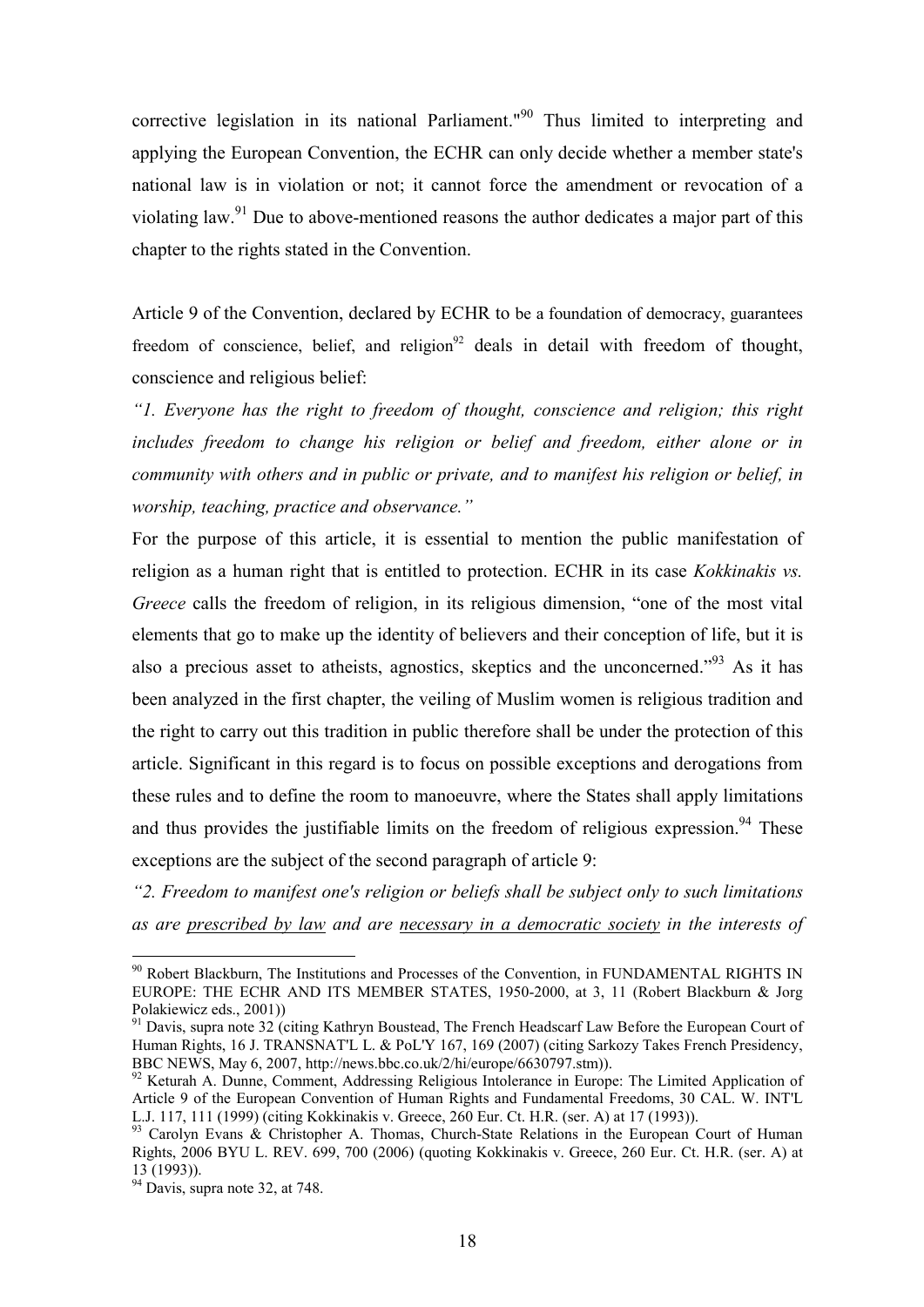corrective legislation in its national Parliament."[90] Thus limited to interpreting and applying the European Convention, the ECHR can only decide whether a member state's national law is in violation or not; it cannot force the amendment or revocation of a violating law.[91] Due to above-mentioned reasons the author dedicates a major part of this chapter to the rights stated in the Convention.

Article 9 of the Convention, declared by ECHR to be a foundation of democracy, guarantees freedom of conscience, belief, and religion[92] deals in detail with freedom of thought, conscience and religious belief:

*"1. Everyone has the right to freedom of thought, conscience and religion; this right includes freedom to change his religion or belief and freedom, either alone or in community with others and in public or private, and to manifest his religion or belief, in worship, teaching, practice and observance."*

For the purpose of this article, it is essential to mention the public manifestation of religion as a human right that is entitled to protection. ECHR in its case *Kokkinakis vs. Greece* calls the freedom of religion, in its religious dimension, "one of the most vital elements that go to make up the identity of believers and their conception of life, but it is also a precious asset to atheists, agnostics, skeptics and the unconcerned."[93] As it has been analyzed in the first chapter, the veiling of Muslim women is religious tradition and the right to carry out this tradition in public therefore shall be under the protection of this article. Significant in this regard is to focus on possible exceptions and derogations from these rules and to define the room to manoeuvre, where the States shall apply limitations and thus provides the justifiable limits on the freedom of religious expression.[94] These exceptions are the subject of the second paragraph of article 9:

*"2. Freedom to manifest one's religion or beliefs shall be subject only to such limitations as are <u>prescribed by law</u> and are <u>necessary in a democratic society</u> in the interests of*

---

[90] Robert Blackburn, The Institutions and Processes of the Convention, in FUNDAMENTAL RIGHTS IN EUROPE: THE ECHR AND ITS MEMBER STATES, 1950-2000, at 3, 11 (Robert Blackburn & Jorg Polakiewicz eds., 2001))

[91] Davis, supra note 32 (citing Kathryn Boustead, The French Headscarf Law Before the European Court of Human Rights, 16 J. TRANSNAT'L L. & PoL'Y 167, 169 (2007) (citing Sarkozy Takes French Presidency, BBC NEWS, May 6, 2007, http://news.bbc.co.uk/2/hi/europe/6630797.stm)).

[92] Keturah A. Dunne, Comment, Addressing Religious Intolerance in Europe: The Limited Application of Article 9 of the European Convention of Human Rights and Fundamental Freedoms, 30 CAL. W. INT'L L.J. 117, 111 (1999) (citing Kokkinakis v. Greece, 260 Eur. Ct. H.R. (ser. A) at 17 (1993)).

[93] Carolyn Evans & Christopher A. Thomas, Church-State Relations in the European Court of Human Rights, 2006 BYU L. REV. 699, 700 (2006) (quoting Kokkinakis v. Greece, 260 Eur. Ct. H.R. (ser. A) at 13 (1993)).

[94] Davis, supra note 32, at 748.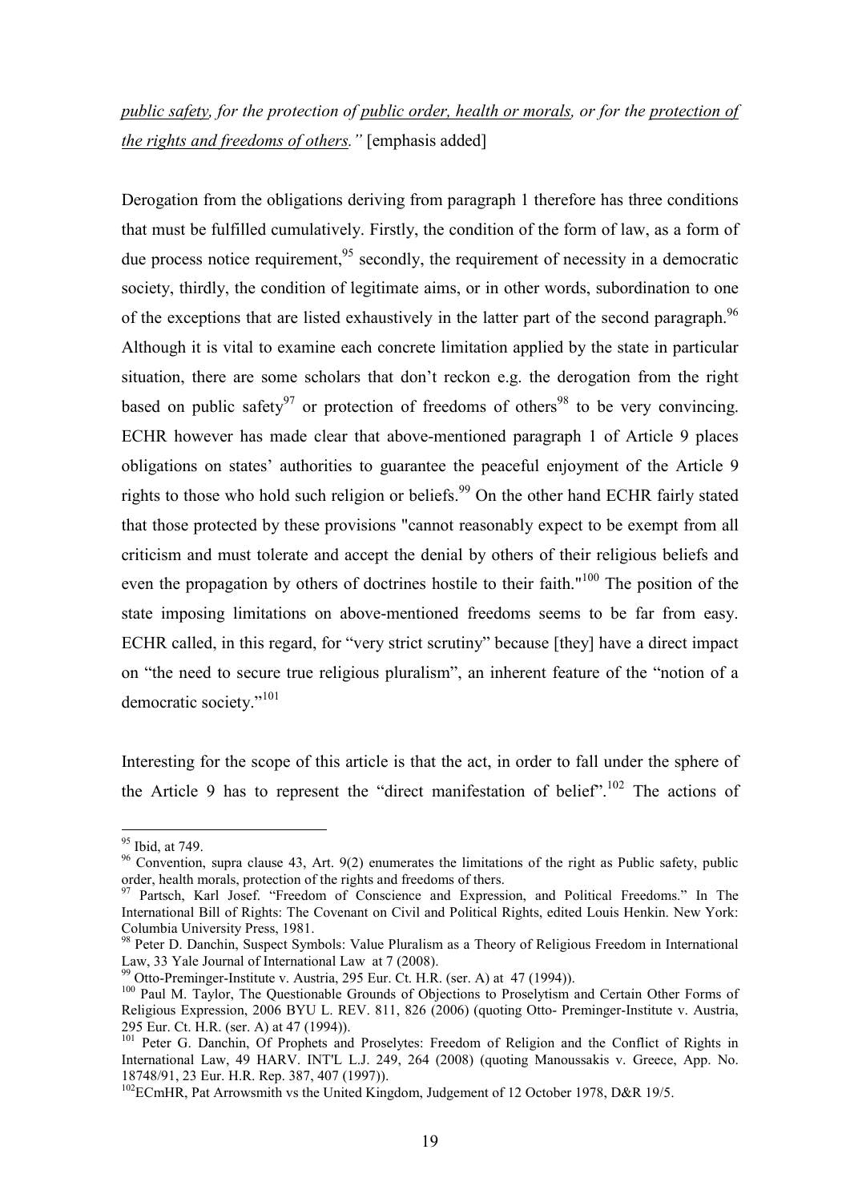*public safety, for the protection of public order, health or morals, or for the protection of the rights and freedoms of others."* [emphasis added]

Derogation from the obligations deriving from paragraph 1 therefore has three conditions that must be fulfilled cumulatively. Firstly, the condition of the form of law, as a form of due process notice requirement,[95] secondly, the requirement of necessity in a democratic society, thirdly, the condition of legitimate aims, or in other words, subordination to one of the exceptions that are listed exhaustively in the latter part of the second paragraph.[96] Although it is vital to examine each concrete limitation applied by the state in particular situation, there are some scholars that don't reckon e.g. the derogation from the right based on public safety[97] or protection of freedoms of others[98] to be very convincing. ECHR however has made clear that above-mentioned paragraph 1 of Article 9 places obligations on states' authorities to guarantee the peaceful enjoyment of the Article 9 rights to those who hold such religion or beliefs.[99] On the other hand ECHR fairly stated that those protected by these provisions "cannot reasonably expect to be exempt from all criticism and must tolerate and accept the denial by others of their religious beliefs and even the propagation by others of doctrines hostile to their faith."[100] The position of the state imposing limitations on above-mentioned freedoms seems to be far from easy. ECHR called, in this regard, for "very strict scrutiny" because [they] have a direct impact on "the need to secure true religious pluralism", an inherent feature of the "notion of a democratic society."[101]

Interesting for the scope of this article is that the act, in order to fall under the sphere of the Article 9 has to represent the "direct manifestation of belief".[102] The actions of

---

[95] Ibid, at 749.

[96] Convention, supra clause 43, Art. 9(2) enumerates the limitations of the right as Public safety, public order, health morals, protection of the rights and freedoms of thers.

[97] Partsch, Karl Josef. "Freedom of Conscience and Expression, and Political Freedoms." In The International Bill of Rights: The Covenant on Civil and Political Rights, edited Louis Henkin. New York: Columbia University Press, 1981.

[98] Peter D. Danchin, Suspect Symbols: Value Pluralism as a Theory of Religious Freedom in International Law, 33 Yale Journal of International Law at 7 (2008).

[99] Otto-Preminger-Institute v. Austria, 295 Eur. Ct. H.R. (ser. A) at 47 (1994)).

[100] Paul M. Taylor, The Questionable Grounds of Objections to Proselytism and Certain Other Forms of Religious Expression, 2006 BYU L. REV. 811, 826 (2006) (quoting Otto- Preminger-Institute v. Austria, 295 Eur. Ct. H.R. (ser. A) at 47 (1994)).

[101] Peter G. Danchin, Of Prophets and Proselytes: Freedom of Religion and the Conflict of Rights in International Law, 49 HARV. INT'L L.J. 249, 264 (2008) (quoting Manoussakis v. Greece, App. No. 18748/91, 23 Eur. H.R. Rep. 387, 407 (1997)).

[102] ECmHR, Pat Arrowsmith vs the United Kingdom, Judgement of 12 October 1978, D&R 19/5.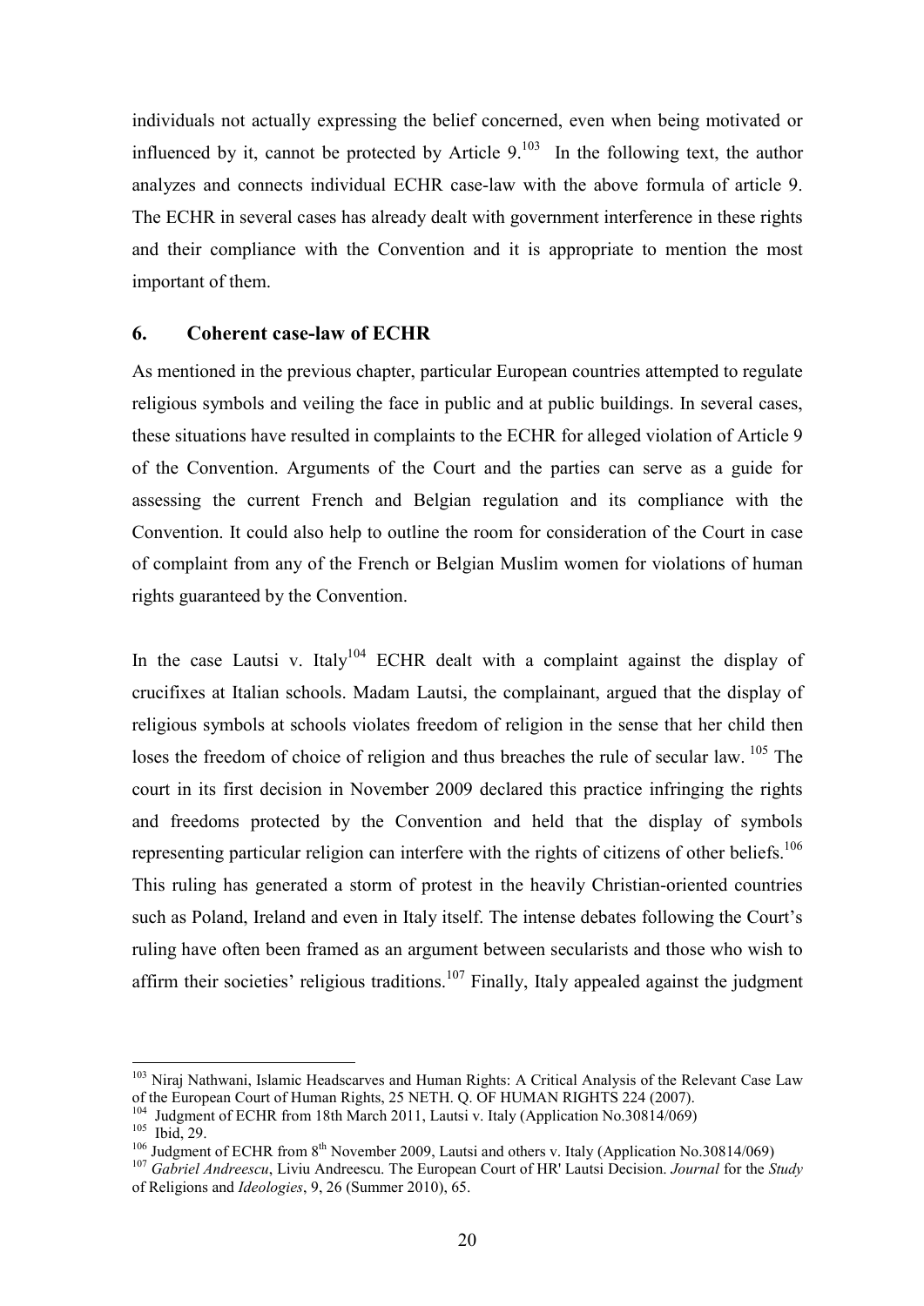individuals not actually expressing the belief concerned, even when being motivated or influenced by it, cannot be protected by Article 9.[103] In the following text, the author analyzes and connects individual ECHR case-law with the above formula of article 9. The ECHR in several cases has already dealt with government interference in these rights and their compliance with the Convention and it is appropriate to mention the most important of them.

## 6. Coherent case-law of ECHR

As mentioned in the previous chapter, particular European countries attempted to regulate religious symbols and veiling the face in public and at public buildings. In several cases, these situations have resulted in complaints to the ECHR for alleged violation of Article 9 of the Convention. Arguments of the Court and the parties can serve as a guide for assessing the current French and Belgian regulation and its compliance with the Convention. It could also help to outline the room for consideration of the Court in case of complaint from any of the French or Belgian Muslim women for violations of human rights guaranteed by the Convention.

In the case Lautsi v. Italy[104] ECHR dealt with a complaint against the display of crucifixes at Italian schools. Madam Lautsi, the complainant, argued that the display of religious symbols at schools violates freedom of religion in the sense that her child then loses the freedom of choice of religion and thus breaches the rule of secular law. [105] The court in its first decision in November 2009 declared this practice infringing the rights and freedoms protected by the Convention and held that the display of symbols representing particular religion can interfere with the rights of citizens of other beliefs.[106] This ruling has generated a storm of protest in the heavily Christian-oriented countries such as Poland, Ireland and even in Italy itself. The intense debates following the Court's ruling have often been framed as an argument between secularists and those who wish to affirm their societies' religious traditions.[107] Finally, Italy appealed against the judgment

---

[103] Niraj Nathwani, Islamic Headscarves and Human Rights: A Critical Analysis of the Relevant Case Law of the European Court of Human Rights, 25 NETH. Q. OF HUMAN RIGHTS 224 (2007).

[104] Judgment of ECHR from 18th March 2011, Lautsi v. Italy (Application No.30814/069)

[105] Ibid, 29.

[106] Judgment of ECHR from 8th November 2009, Lautsi and others v. Italy (Application No.30814/069)

[107] *Gabriel Andreescu*, Liviu Andreescu. The European Court of HR' Lautsi Decision. *Journal* for the *Study* of Religions and *Ideologies*, 9, 26 (Summer 2010), 65.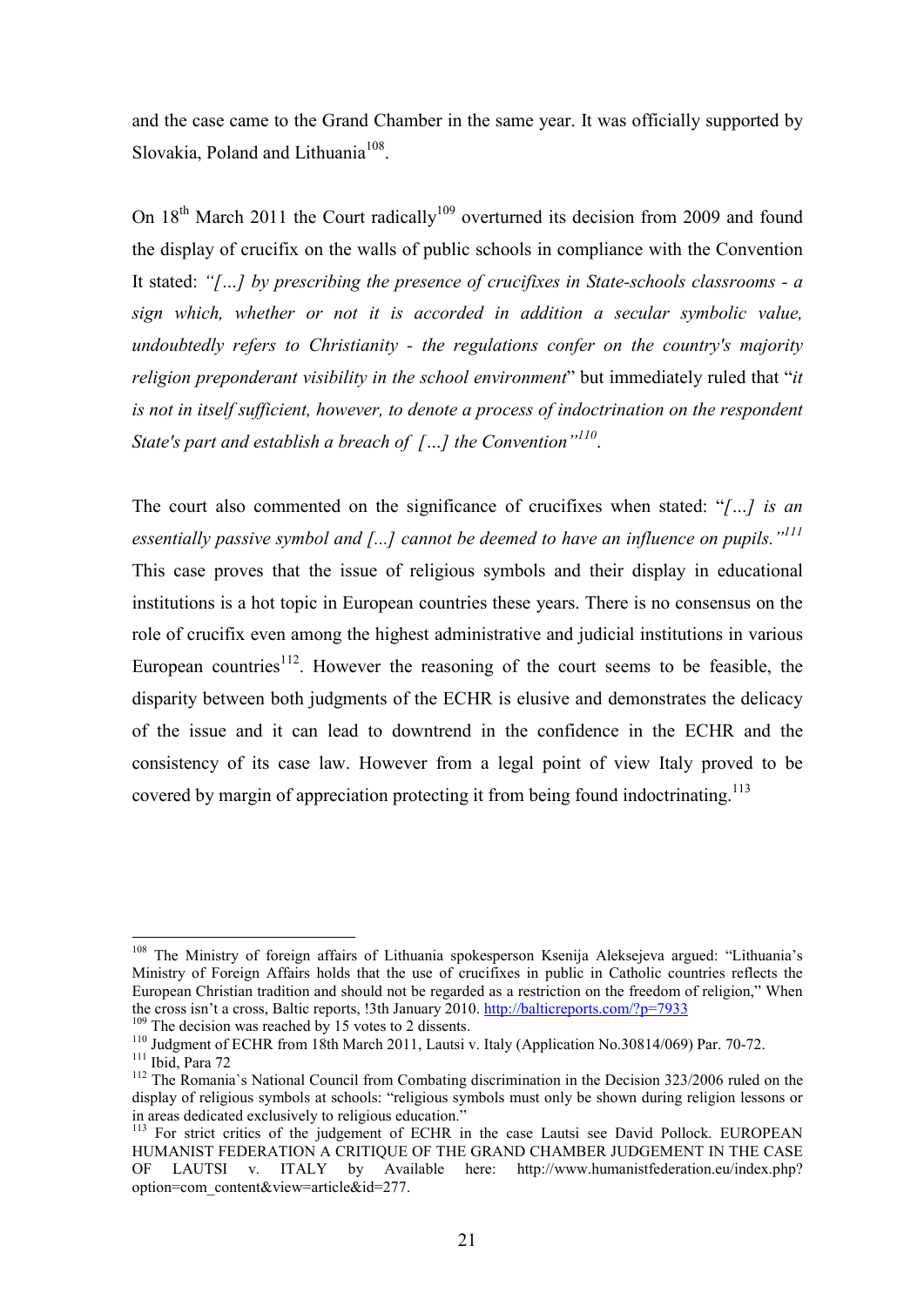and the case came to the Grand Chamber in the same year. It was officially supported by Slovakia, Poland and Lithuania[108].

On 18[th] March 2011 the Court radically[109] overturned its decision from 2009 and found the display of crucifix on the walls of public schools in compliance with the Convention It stated: *"[…] by prescribing the presence of crucifixes in State-schools classrooms - a sign which, whether or not it is accorded in addition a secular symbolic value, undoubtedly refers to Christianity - the regulations confer on the country's majority religion preponderant visibility in the school environment*" but immediately ruled that "*it is not in itself sufficient, however, to denote a process of indoctrination on the respondent State's part and establish a breach of […] the Convention"[110]*.

The court also commented on the significance of crucifixes when stated: "*[…] is an essentially passive symbol and [...] cannot be deemed to have an influence on pupils."[111]* This case proves that the issue of religious symbols and their display in educational institutions is a hot topic in European countries these years. There is no consensus on the role of crucifix even among the highest administrative and judicial institutions in various European countries[112]. However the reasoning of the court seems to be feasible, the disparity between both judgments of the ECHR is elusive and demonstrates the delicacy of the issue and it can lead to downtrend in the confidence in the ECHR and the consistency of its case law. However from a legal point of view Italy proved to be covered by margin of appreciation protecting it from being found indoctrinating.[113]

---

[108] The Ministry of foreign affairs of Lithuania spokesperson Ksenija Aleksejeva argued: "Lithuania's Ministry of Foreign Affairs holds that the use of crucifixes in public in Catholic countries reflects the European Christian tradition and should not be regarded as a restriction on the freedom of religion," When the cross isn't a cross, Baltic reports, !3th January 2010. http://balticreports.com/?p=7933

[109] The decision was reached by 15 votes to 2 dissents.

[110] Judgment of ECHR from 18th March 2011, Lautsi v. Italy (Application No.30814/069) Par. 70-72.

[111] Ibid, Para 72

[112] The Romania`s National Council from Combating discrimination in the Decision 323/2006 ruled on the display of religious symbols at schools: "religious symbols must only be shown during religion lessons or in areas dedicated exclusively to religious education."

[113] For strict critics of the judgement of ECHR in the case Lautsi see David Pollock. EUROPEAN HUMANIST FEDERATION A CRITIQUE OF THE GRAND CHAMBER JUDGEMENT IN THE CASE OF LAUTSI v. ITALY by Available here: http://www.humanistfederation.eu/index.php?option=com_content&view=article&id=277.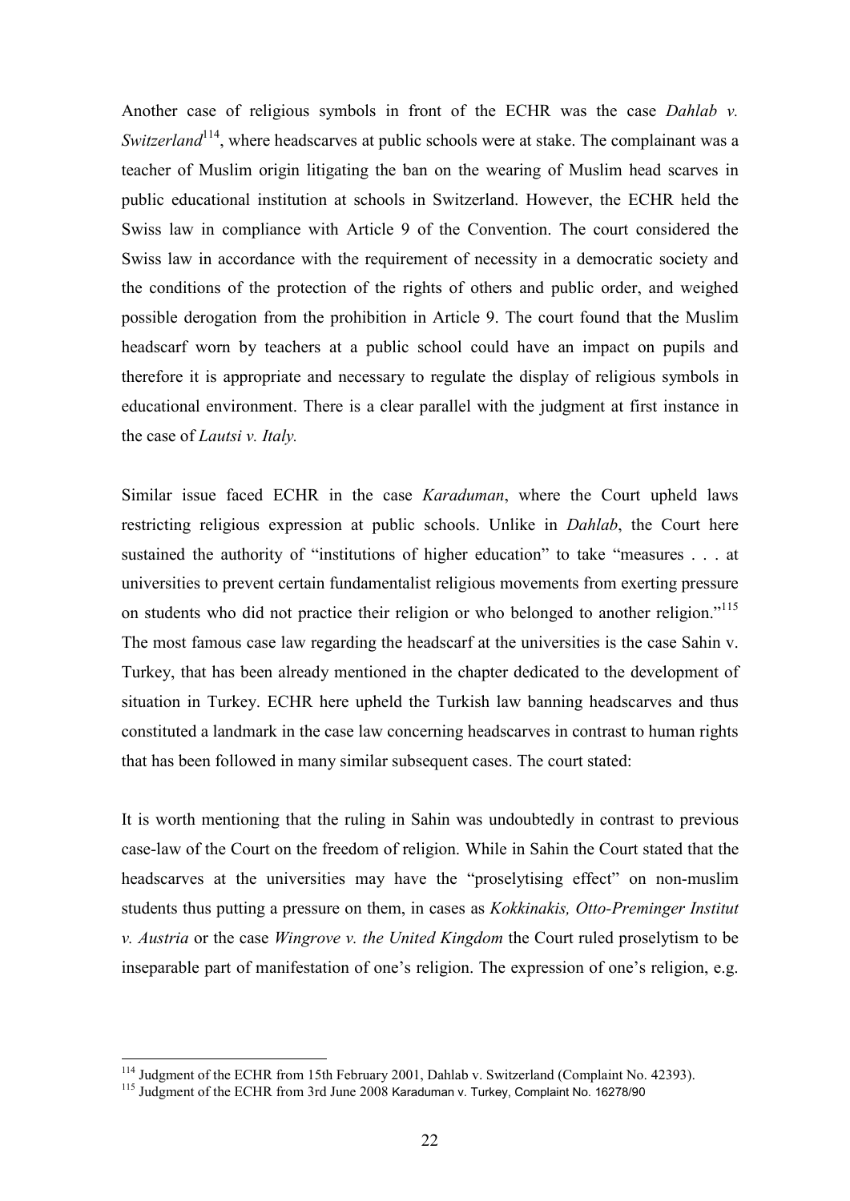Another case of religious symbols in front of the ECHR was the case *Dahlab v. Switzerland*[114], where headscarves at public schools were at stake. The complainant was a teacher of Muslim origin litigating the ban on the wearing of Muslim head scarves in public educational institution at schools in Switzerland. However, the ECHR held the Swiss law in compliance with Article 9 of the Convention. The court considered the Swiss law in accordance with the requirement of necessity in a democratic society and the conditions of the protection of the rights of others and public order, and weighed possible derogation from the prohibition in Article 9. The court found that the Muslim headscarf worn by teachers at a public school could have an impact on pupils and therefore it is appropriate and necessary to regulate the display of religious symbols in educational environment. There is a clear parallel with the judgment at first instance in the case of *Lautsi v. Italy.*

Similar issue faced ECHR in the case *Karaduman*, where the Court upheld laws restricting religious expression at public schools. Unlike in *Dahlab*, the Court here sustained the authority of "institutions of higher education" to take "measures . . . at universities to prevent certain fundamentalist religious movements from exerting pressure on students who did not practice their religion or who belonged to another religion."[115] The most famous case law regarding the headscarf at the universities is the case Sahin v. Turkey, that has been already mentioned in the chapter dedicated to the development of situation in Turkey. ECHR here upheld the Turkish law banning headscarves and thus constituted a landmark in the case law concerning headscarves in contrast to human rights that has been followed in many similar subsequent cases. The court stated:

It is worth mentioning that the ruling in Sahin was undoubtedly in contrast to previous case-law of the Court on the freedom of religion. While in Sahin the Court stated that the headscarves at the universities may have the "proselytising effect" on non-muslim students thus putting a pressure on them, in cases as *Kokkinakis, Otto-Preminger Institut v. Austria* or the case *Wingrove v. the United Kingdom* the Court ruled proselytism to be inseparable part of manifestation of one's religion. The expression of one's religion, e.g.

---

[114] Judgment of the ECHR from 15th February 2001, Dahlab v. Switzerland (Complaint No. 42393).

[115] Judgment of the ECHR from 3rd June 2008 Karaduman v. Turkey, Complaint No. 16278/90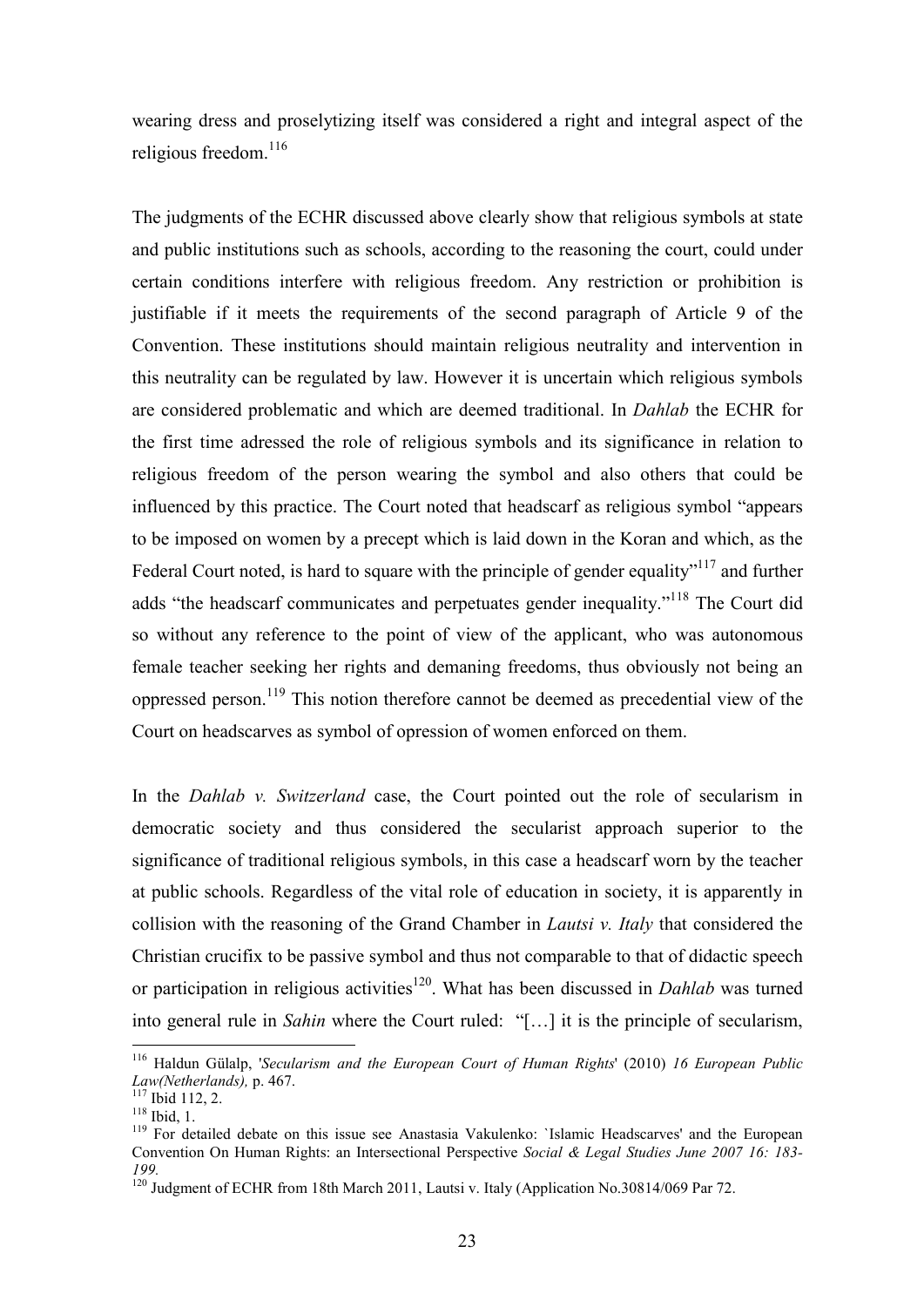wearing dress and proselytizing itself was considered a right and integral aspect of the religious freedom.[116]

The judgments of the ECHR discussed above clearly show that religious symbols at state and public institutions such as schools, according to the reasoning the court, could under certain conditions interfere with religious freedom. Any restriction or prohibition is justifiable if it meets the requirements of the second paragraph of Article 9 of the Convention. These institutions should maintain religious neutrality and intervention in this neutrality can be regulated by law. However it is uncertain which religious symbols are considered problematic and which are deemed traditional. In *Dahlab* the ECHR for the first time adressed the role of religious symbols and its significance in relation to religious freedom of the person wearing the symbol and also others that could be influenced by this practice. The Court noted that headscarf as religious symbol "appears to be imposed on women by a precept which is laid down in the Koran and which, as the Federal Court noted, is hard to square with the principle of gender equality"[117] and further adds "the headscarf communicates and perpetuates gender inequality."[118] The Court did so without any reference to the point of view of the applicant, who was autonomous female teacher seeking her rights and demaning freedoms, thus obviously not being an oppressed person.[119] This notion therefore cannot be deemed as precedential view of the Court on headscarves as symbol of opression of women enforced on them.

In the *Dahlab v. Switzerland* case, the Court pointed out the role of secularism in democratic society and thus considered the secularist approach superior to the significance of traditional religious symbols, in this case a headscarf worn by the teacher at public schools. Regardless of the vital role of education in society, it is apparently in collision with the reasoning of the Grand Chamber in *Lautsi v. Italy* that considered the Christian crucifix to be passive symbol and thus not comparable to that of didactic speech or participation in religious activities[120]. What has been discussed in *Dahlab* was turned into general rule in *Sahin* where the Court ruled: "[…] it is the principle of secularism,

---

[116] Haldun Gülalp, '*Secularism and the European Court of Human Rights*' (2010) *16 European Public Law(Netherlands),* p. 467.

[117] Ibid 112, 2.

[118] Ibid, 1.

[119] For detailed debate on this issue see Anastasia Vakulenko: `Islamic Headscarves' and the European Convention On Human Rights: an Intersectional Perspective *Social & Legal Studies June 2007 16: 183-199.*

[120] Judgment of ECHR from 18th March 2011, Lautsi v. Italy (Application No.30814/069 Par 72.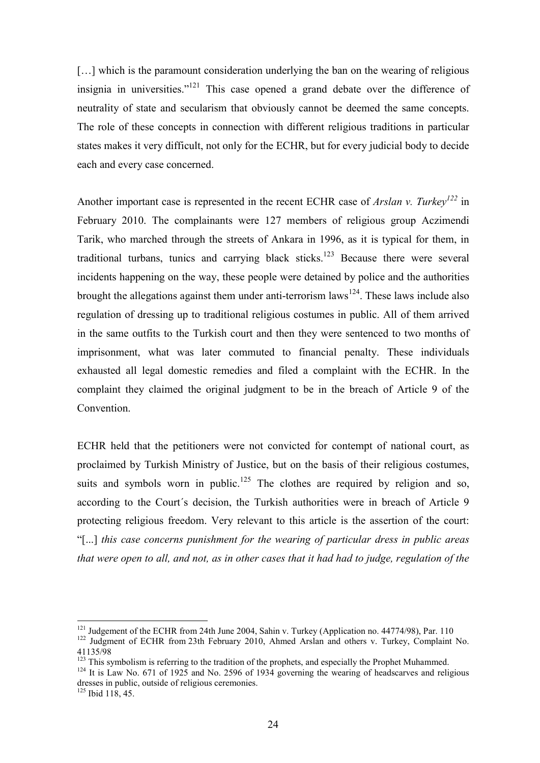[…] which is the paramount consideration underlying the ban on the wearing of religious insignia in universities."[121] This case opened a grand debate over the difference of neutrality of state and secularism that obviously cannot be deemed the same concepts. The role of these concepts in connection with different religious traditions in particular states makes it very difficult, not only for the ECHR, but for every judicial body to decide each and every case concerned.

Another important case is represented in the recent ECHR case of *Arslan v. Turkey*[122] in February 2010. The complainants were 127 members of religious group Aczimendi Tarik, who marched through the streets of Ankara in 1996, as it is typical for them, in traditional turbans, tunics and carrying black sticks.[123] Because there were several incidents happening on the way, these people were detained by police and the authorities brought the allegations against them under anti-terrorism laws[124]. These laws include also regulation of dressing up to traditional religious costumes in public. All of them arrived in the same outfits to the Turkish court and then they were sentenced to two months of imprisonment, what was later commuted to financial penalty. These individuals exhausted all legal domestic remedies and filed a complaint with the ECHR. In the complaint they claimed the original judgment to be in the breach of Article 9 of the Convention.

ECHR held that the petitioners were not convicted for contempt of national court, as proclaimed by Turkish Ministry of Justice, but on the basis of their religious costumes, suits and symbols worn in public.[125] The clothes are required by religion and so, according to the Court´s decision, the Turkish authorities were in breach of Article 9 protecting religious freedom. Very relevant to this article is the assertion of the court: "[...] *this case concerns punishment for the wearing of particular dress in public areas that were open to all, and not, as in other cases that it had had to judge, regulation of the*

---

[121] Judgement of the ECHR from 24th June 2004, Sahin v. Turkey (Application no. 44774/98), Par. 110

[122] Judgment of ECHR from 23th February 2010, Ahmed Arslan and others v. Turkey, Complaint No. 41135/98

[123] This symbolism is referring to the tradition of the prophets, and especially the Prophet Muhammed.

[124] It is Law No. 671 of 1925 and No. 2596 of 1934 governing the wearing of headscarves and religious dresses in public, outside of religious ceremonies.

[125] Ibid 118, 45.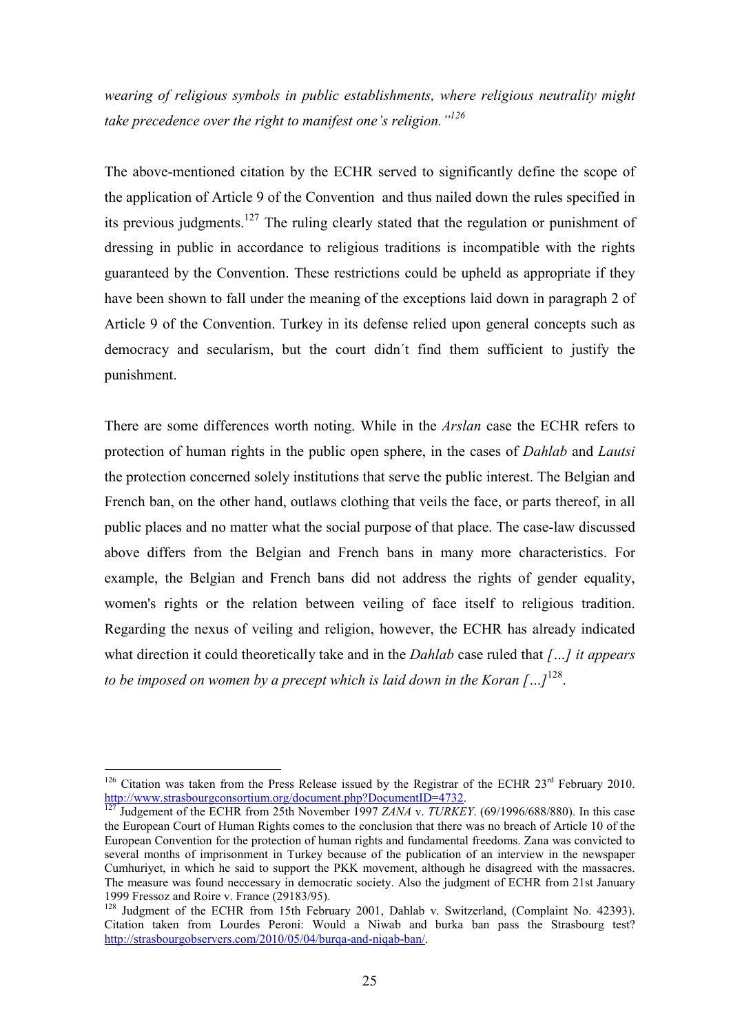*wearing of religious symbols in public establishments, where religious neutrality might take precedence over the right to manifest one's religion."*[126]

The above-mentioned citation by the ECHR served to significantly define the scope of the application of Article 9 of the Convention and thus nailed down the rules specified in its previous judgments.[127] The ruling clearly stated that the regulation or punishment of dressing in public in accordance to religious traditions is incompatible with the rights guaranteed by the Convention. These restrictions could be upheld as appropriate if they have been shown to fall under the meaning of the exceptions laid down in paragraph 2 of Article 9 of the Convention. Turkey in its defense relied upon general concepts such as democracy and secularism, but the court didn´t find them sufficient to justify the punishment.

There are some differences worth noting. While in the *Arslan* case the ECHR refers to protection of human rights in the public open sphere, in the cases of *Dahlab* and *Lautsi* the protection concerned solely institutions that serve the public interest. The Belgian and French ban, on the other hand, outlaws clothing that veils the face, or parts thereof, in all public places and no matter what the social purpose of that place. The case-law discussed above differs from the Belgian and French bans in many more characteristics. For example, the Belgian and French bans did not address the rights of gender equality, women's rights or the relation between veiling of face itself to religious tradition. Regarding the nexus of veiling and religion, however, the ECHR has already indicated what direction it could theoretically take and in the *Dahlab* case ruled that *[...] it appears to be imposed on women by a precept which is laid down in the Koran [...]*[128].

---

[126] Citation was taken from the Press Release issued by the Registrar of the ECHR 23rd February 2010. http://www.strasbourgconsortium.org/document.php?DocumentID=4732.

[127] Judgement of the ECHR from 25th November 1997 *ZANA* v. *TURKEY*. (69/1996/688/880). In this case the European Court of Human Rights comes to the conclusion that there was no breach of Article 10 of the European Convention for the protection of human rights and fundamental freedoms. Zana was convicted to several months of imprisonment in Turkey because of the publication of an interview in the newspaper Cumhuriyet, in which he said to support the PKK movement, although he disagreed with the massacres. The measure was found neccessary in democratic society. Also the judgment of ECHR from 21st January 1999 Fressoz and Roire v. France (29183/95).

[128] Judgment of the ECHR from 15th February 2001, Dahlab v. Switzerland, (Complaint No. 42393). Citation taken from Lourdes Peroni: Would a Niwab and burka ban pass the Strasbourg test? http://strasbourgobservers.com/2010/05/04/burqa-and-niqab-ban/.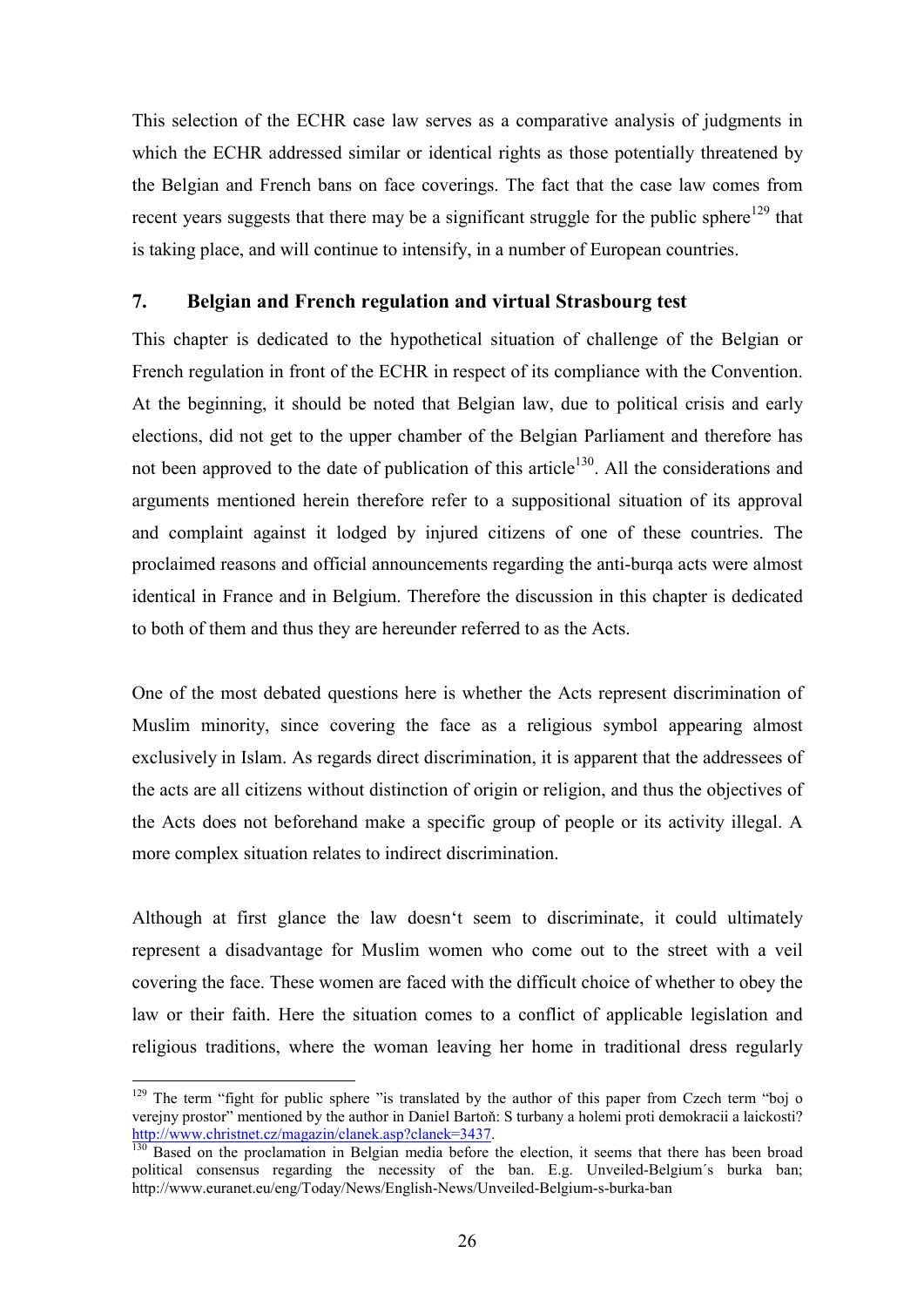This selection of the ECHR case law serves as a comparative analysis of judgments in which the ECHR addressed similar or identical rights as those potentially threatened by the Belgian and French bans on face coverings. The fact that the case law comes from recent years suggests that there may be a significant struggle for the public sphere[129] that is taking place, and will continue to intensify, in a number of European countries.

## 7. Belgian and French regulation and virtual Strasbourg test

This chapter is dedicated to the hypothetical situation of challenge of the Belgian or French regulation in front of the ECHR in respect of its compliance with the Convention. At the beginning, it should be noted that Belgian law, due to political crisis and early elections, did not get to the upper chamber of the Belgian Parliament and therefore has not been approved to the date of publication of this article[130]. All the considerations and arguments mentioned herein therefore refer to a suppositional situation of its approval and complaint against it lodged by injured citizens of one of these countries. The proclaimed reasons and official announcements regarding the anti-burqa acts were almost identical in France and in Belgium. Therefore the discussion in this chapter is dedicated to both of them and thus they are hereunder referred to as the Acts.

One of the most debated questions here is whether the Acts represent discrimination of Muslim minority, since covering the face as a religious symbol appearing almost exclusively in Islam. As regards direct discrimination, it is apparent that the addressees of the acts are all citizens without distinction of origin or religion, and thus the objectives of the Acts does not beforehand make a specific group of people or its activity illegal. A more complex situation relates to indirect discrimination.

Although at first glance the law doesn‘t seem to discriminate, it could ultimately represent a disadvantage for Muslim women who come out to the street with a veil covering the face. These women are faced with the difficult choice of whether to obey the law or their faith. Here the situation comes to a conflict of applicable legislation and religious traditions, where the woman leaving her home in traditional dress regularly

---

[129] The term "fight for public sphere "is translated by the author of this paper from Czech term "boj o verejny prostor" mentioned by the author in Daniel Bartoň: S turbany a holemi proti demokracii a laickosti? http://www.christnet.cz/magazin/clanek.asp?clanek=3437.

[130] Based on the proclamation in Belgian media before the election, it seems that there has been broad political consensus regarding the necessity of the ban. E.g. Unveiled-Belgium´s burka ban; http://www.euranet.eu/eng/Today/News/English-News/Unveiled-Belgium-s-burka-ban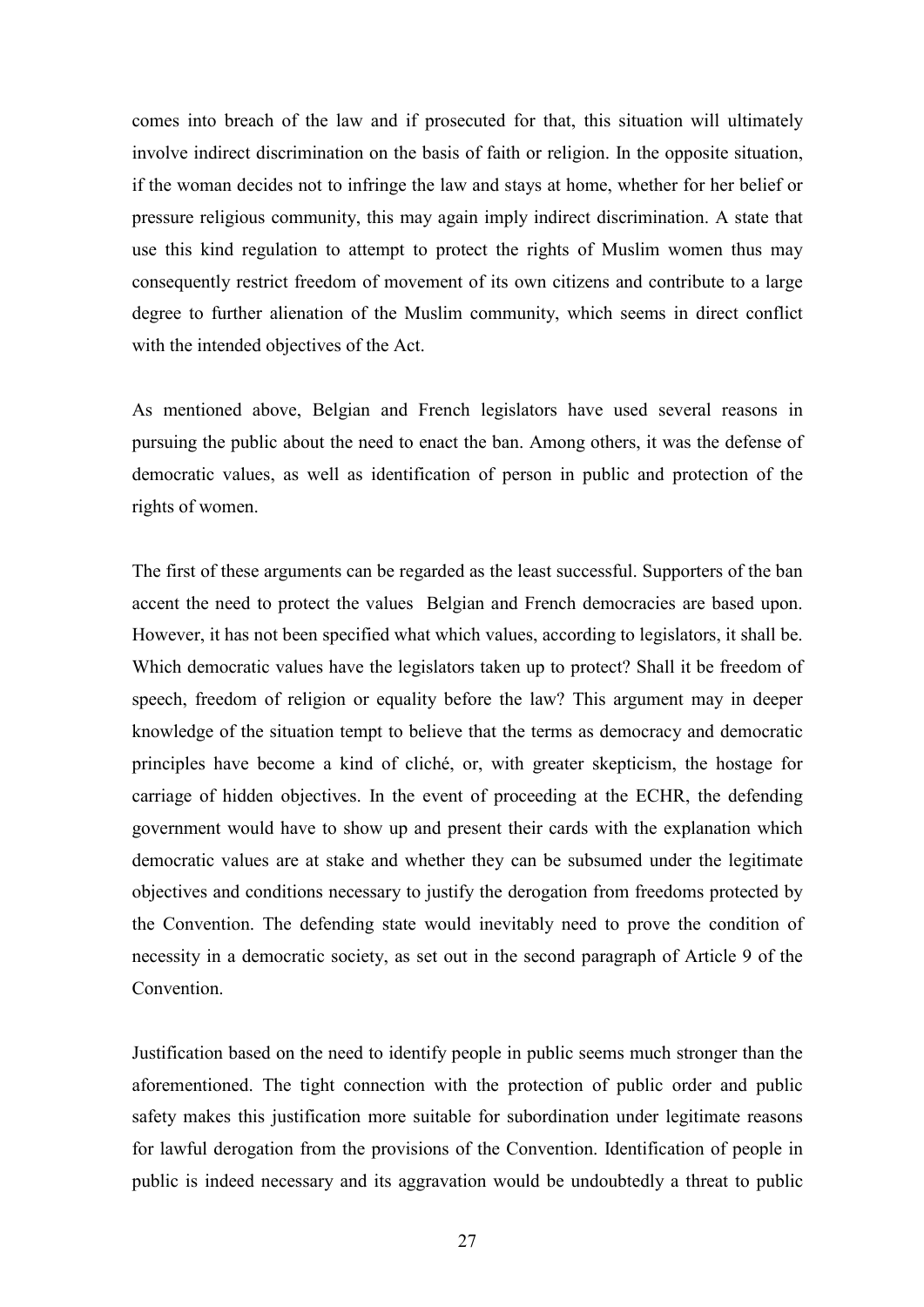comes into breach of the law and if prosecuted for that, this situation will ultimately involve indirect discrimination on the basis of faith or religion. In the opposite situation, if the woman decides not to infringe the law and stays at home, whether for her belief or pressure religious community, this may again imply indirect discrimination. A state that use this kind regulation to attempt to protect the rights of Muslim women thus may consequently restrict freedom of movement of its own citizens and contribute to a large degree to further alienation of the Muslim community, which seems in direct conflict with the intended objectives of the Act.

As mentioned above, Belgian and French legislators have used several reasons in pursuing the public about the need to enact the ban. Among others, it was the defense of democratic values, as well as identification of person in public and protection of the rights of women.

The first of these arguments can be regarded as the least successful. Supporters of the ban accent the need to protect the values  Belgian and French democracies are based upon. However, it has not been specified what which values, according to legislators, it shall be. Which democratic values have the legislators taken up to protect? Shall it be freedom of speech, freedom of religion or equality before the law? This argument may in deeper knowledge of the situation tempt to believe that the terms as democracy and democratic principles have become a kind of cliché, or, with greater skepticism, the hostage for carriage of hidden objectives. In the event of proceeding at the ECHR, the defending government would have to show up and present their cards with the explanation which democratic values are at stake and whether they can be subsumed under the legitimate objectives and conditions necessary to justify the derogation from freedoms protected by the Convention. The defending state would inevitably need to prove the condition of necessity in a democratic society, as set out in the second paragraph of Article 9 of the Convention.

Justification based on the need to identify people in public seems much stronger than the aforementioned. The tight connection with the protection of public order and public safety makes this justification more suitable for subordination under legitimate reasons for lawful derogation from the provisions of the Convention. Identification of people in public is indeed necessary and its aggravation would be undoubtedly a threat to public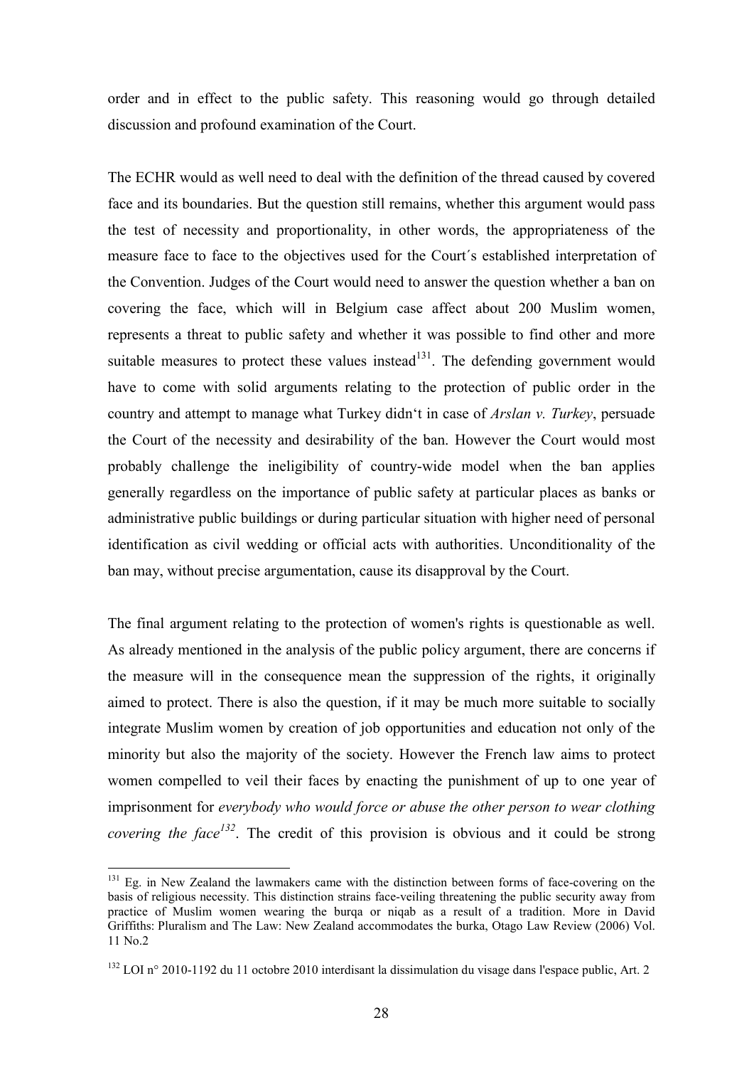order and in effect to the public safety. This reasoning would go through detailed discussion and profound examination of the Court.

The ECHR would as well need to deal with the definition of the thread caused by covered face and its boundaries. But the question still remains, whether this argument would pass the test of necessity and proportionality, in other words, the appropriateness of the measure face to face to the objectives used for the Court´s established interpretation of the Convention. Judges of the Court would need to answer the question whether a ban on covering the face, which will in Belgium case affect about 200 Muslim women, represents a threat to public safety and whether it was possible to find other and more suitable measures to protect these values instead[131]. The defending government would have to come with solid arguments relating to the protection of public order in the country and attempt to manage what Turkey didn't in case of *Arslan v. Turkey*, persuade the Court of the necessity and desirability of the ban. However the Court would most probably challenge the ineligibility of country-wide model when the ban applies generally regardless on the importance of public safety at particular places as banks or administrative public buildings or during particular situation with higher need of personal identification as civil wedding or official acts with authorities. Unconditionality of the ban may, without precise argumentation, cause its disapproval by the Court.

The final argument relating to the protection of women's rights is questionable as well. As already mentioned in the analysis of the public policy argument, there are concerns if the measure will in the consequence mean the suppression of the rights, it originally aimed to protect. There is also the question, if it may be much more suitable to socially integrate Muslim women by creation of job opportunities and education not only of the minority but also the majority of the society. However the French law aims to protect women compelled to veil their faces by enacting the punishment of up to one year of imprisonment for *everybody who would force or abuse the other person to wear clothing covering the face*[132]. The credit of this provision is obvious and it could be strong

---

[131] Eg. in New Zealand the lawmakers came with the distinction between forms of face-covering on the basis of religious necessity. This distinction strains face-veiling threatening the public security away from practice of Muslim women wearing the burqa or niqab as a result of a tradition. More in David Griffiths: Pluralism and The Law: New Zealand accommodates the burka, Otago Law Review (2006) Vol. 11 No.2

[132] LOI n° 2010-1192 du 11 octobre 2010 interdisant la dissimulation du visage dans l'espace public, Art. 2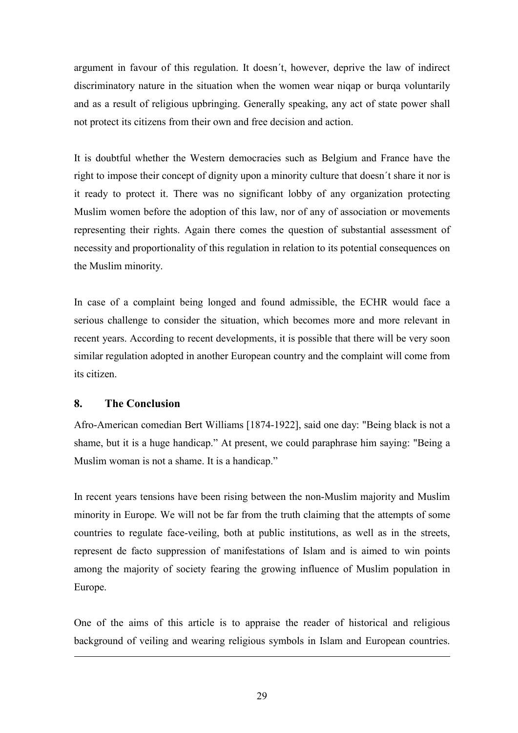argument in favour of this regulation. It doesn´t, however, deprive the law of indirect discriminatory nature in the situation when the women wear niqap or burqa voluntarily and as a result of religious upbringing. Generally speaking, any act of state power shall not protect its citizens from their own and free decision and action.

It is doubtful whether the Western democracies such as Belgium and France have the right to impose their concept of dignity upon a minority culture that doesn´t share it nor is it ready to protect it. There was no significant lobby of any organization protecting Muslim women before the adoption of this law, nor of any of association or movements representing their rights. Again there comes the question of substantial assessment of necessity and proportionality of this regulation in relation to its potential consequences on the Muslim minority.

In case of a complaint being longed and found admissible, the ECHR would face a serious challenge to consider the situation, which becomes more and more relevant in recent years. According to recent developments, it is possible that there will be very soon similar regulation adopted in another European country and the complaint will come from its citizen.

## 8. The Conclusion

Afro-American comedian Bert Williams [1874-1922], said one day: "Being black is not a shame, but it is a huge handicap." At present, we could paraphrase him saying: "Being a Muslim woman is not a shame. It is a handicap."

In recent years tensions have been rising between the non-Muslim majority and Muslim minority in Europe. We will not be far from the truth claiming that the attempts of some countries to regulate face-veiling, both at public institutions, as well as in the streets, represent de facto suppression of manifestations of Islam and is aimed to win points among the majority of society fearing the growing influence of Muslim population in Europe.

One of the aims of this article is to appraise the reader of historical and religious background of veiling and wearing religious symbols in Islam and European countries.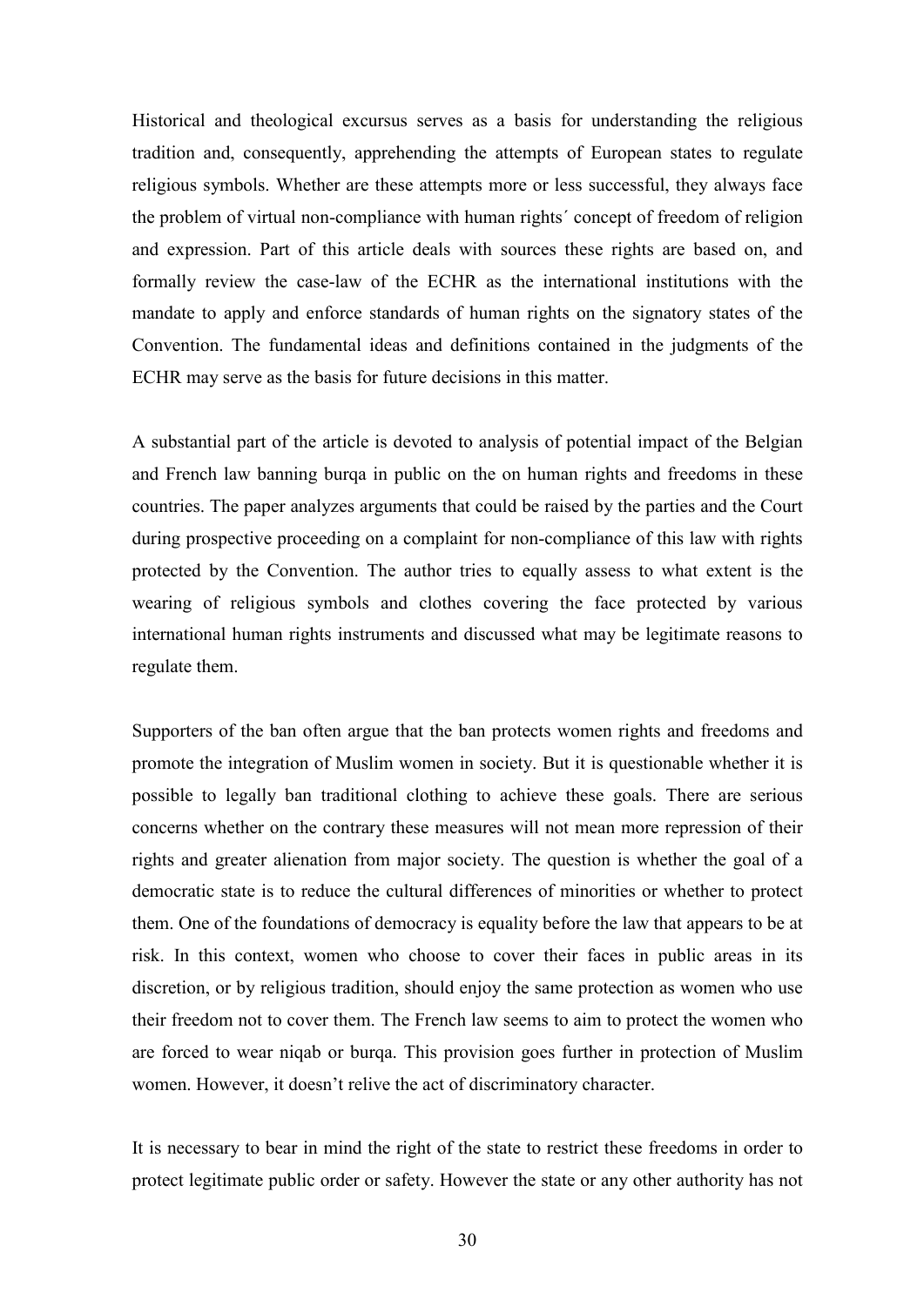Historical and theological excursus serves as a basis for understanding the religious tradition and, consequently, apprehending the attempts of European states to regulate religious symbols. Whether are these attempts more or less successful, they always face the problem of virtual non-compliance with human rights´ concept of freedom of religion and expression. Part of this article deals with sources these rights are based on, and formally review the case-law of the ECHR as the international institutions with the mandate to apply and enforce standards of human rights on the signatory states of the Convention. The fundamental ideas and definitions contained in the judgments of the ECHR may serve as the basis for future decisions in this matter.

A substantial part of the article is devoted to analysis of potential impact of the Belgian and French law banning burqa in public on the on human rights and freedoms in these countries. The paper analyzes arguments that could be raised by the parties and the Court during prospective proceeding on a complaint for non-compliance of this law with rights protected by the Convention. The author tries to equally assess to what extent is the wearing of religious symbols and clothes covering the face protected by various international human rights instruments and discussed what may be legitimate reasons to regulate them.

Supporters of the ban often argue that the ban protects women rights and freedoms and promote the integration of Muslim women in society. But it is questionable whether it is possible to legally ban traditional clothing to achieve these goals. There are serious concerns whether on the contrary these measures will not mean more repression of their rights and greater alienation from major society. The question is whether the goal of a democratic state is to reduce the cultural differences of minorities or whether to protect them. One of the foundations of democracy is equality before the law that appears to be at risk. In this context, women who choose to cover their faces in public areas in its discretion, or by religious tradition, should enjoy the same protection as women who use their freedom not to cover them. The French law seems to aim to protect the women who are forced to wear niqab or burqa. This provision goes further in protection of Muslim women. However, it doesn't relive the act of discriminatory character.

It is necessary to bear in mind the right of the state to restrict these freedoms in order to protect legitimate public order or safety. However the state or any other authority has not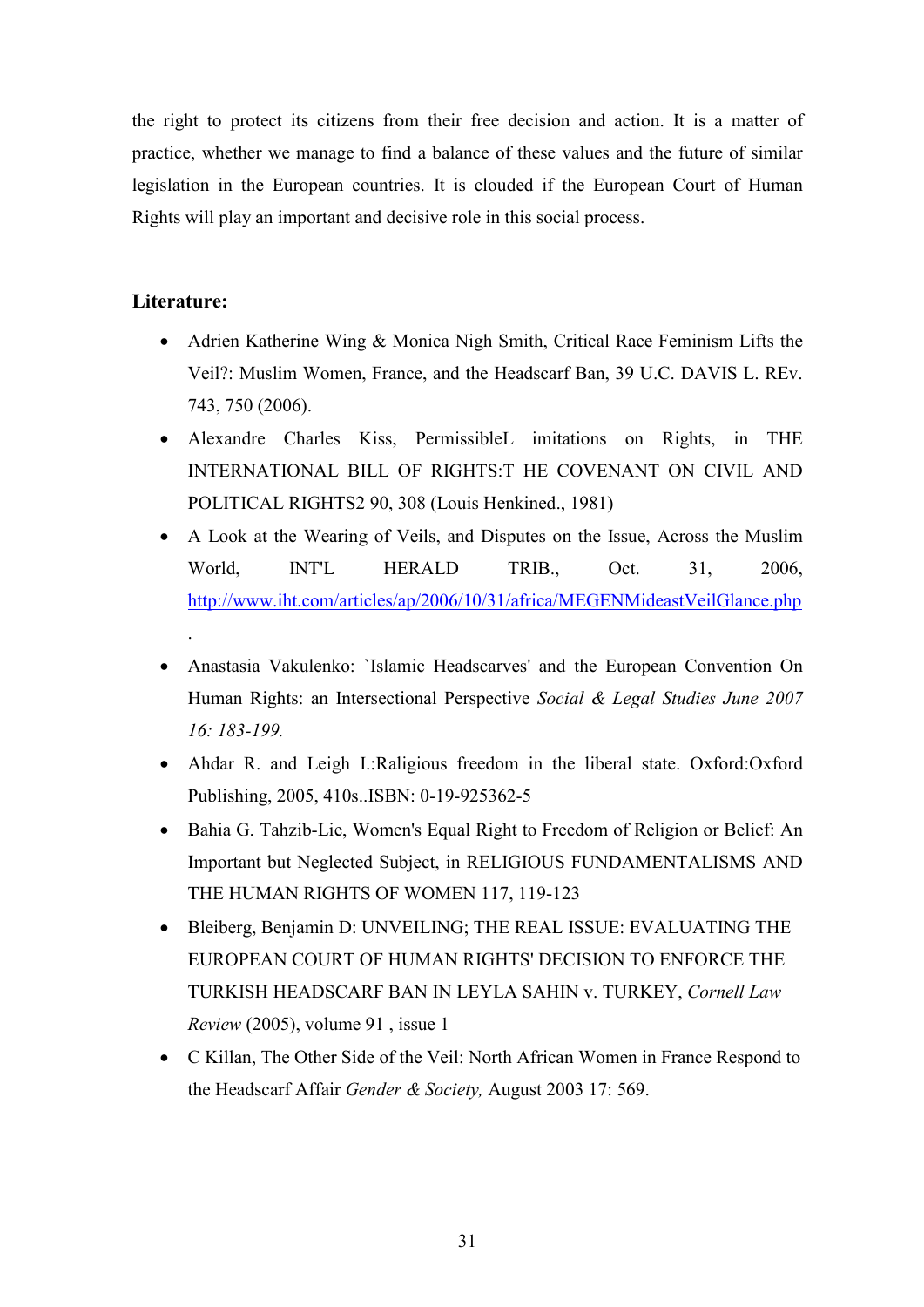the right to protect its citizens from their free decision and action. It is a matter of practice, whether we manage to find a balance of these values and the future of similar legislation in the European countries. It is clouded if the European Court of Human Rights will play an important and decisive role in this social process.

**Literature:**

- Adrien Katherine Wing & Monica Nigh Smith, Critical Race Feminism Lifts the Veil?: Muslim Women, France, and the Headscarf Ban, 39 U.C. DAVIS L. REv. 743, 750 (2006).
- Alexandre Charles Kiss, PermissibleL imitations on Rights, in THE INTERNATIONAL BILL OF RIGHTS:T HE COVENANT ON CIVIL AND POLITICAL RIGHTS2 90, 308 (Louis Henkined., 1981)
- A Look at the Wearing of Veils, and Disputes on the Issue, Across the Muslim World, INT'L HERALD TRIB., Oct. 31, 2006, http://www.iht.com/articles/ap/2006/10/31/africa/MEGENMideastVeilGlance.php .
- Anastasia Vakulenko: `Islamic Headscarves' and the European Convention On Human Rights: an Intersectional Perspective *Social & Legal Studies June 2007 16: 183-199.*
- Ahdar R. and Leigh I.:Raligious freedom in the liberal state. Oxford:Oxford Publishing, 2005, 410s..ISBN: 0-19-925362-5
- Bahia G. Tahzib-Lie, Women's Equal Right to Freedom of Religion or Belief: An Important but Neglected Subject, in RELIGIOUS FUNDAMENTALISMS AND THE HUMAN RIGHTS OF WOMEN 117, 119-123
- Bleiberg, Benjamin D: UNVEILING; THE REAL ISSUE: EVALUATING THE EUROPEAN COURT OF HUMAN RIGHTS' DECISION TO ENFORCE THE TURKISH HEADSCARF BAN IN LEYLA SAHIN v. TURKEY, *Cornell Law Review* (2005), volume 91 , issue 1
- C Killan, The Other Side of the Veil: North African Women in France Respond to the Headscarf Affair *Gender & Society,* August 2003 17: 569.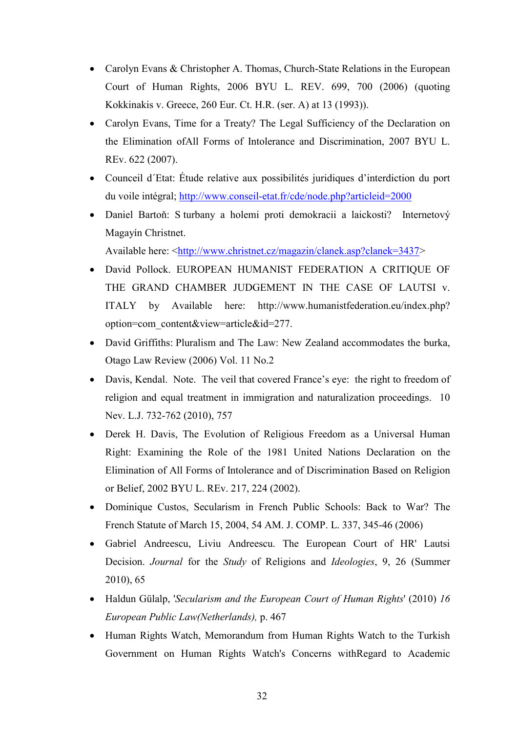- Carolyn Evans & Christopher A. Thomas, Church-State Relations in the European Court of Human Rights, 2006 BYU L. REV. 699, 700 (2006) (quoting Kokkinakis v. Greece, 260 Eur. Ct. H.R. (ser. A) at 13 (1993)).
- Carolyn Evans, Time for a Treaty? The Legal Sufficiency of the Declaration on the Elimination ofAll Forms of Intolerance and Discrimination, 2007 BYU L. REv. 622 (2007).
- Counceil d´Etat: Étude relative aux possibilités juridiques d'interdiction du port du voile intégral; http://www.conseil-etat.fr/cde/node.php?articleid=2000
- Daniel Bartoň: S turbany a holemi proti demokracii a laickosti? Internetový Magayín Christnet. Available here: <http://www.christnet.cz/magazin/clanek.asp?clanek=3437>
- David Pollock. EUROPEAN HUMANIST FEDERATION A CRITIQUE OF THE GRAND CHAMBER JUDGEMENT IN THE CASE OF LAUTSI v. ITALY by Available here: http://www.humanistfederation.eu/index.php?option=com_content&view=article&id=277.
- David Griffiths: Pluralism and The Law: New Zealand accommodates the burka, Otago Law Review (2006) Vol. 11 No.2
- Davis, Kendal. Note. The veil that covered France's eye: the right to freedom of religion and equal treatment in immigration and naturalization proceedings. 10 Nev. L.J. 732-762 (2010), 757
- Derek H. Davis, The Evolution of Religious Freedom as a Universal Human Right: Examining the Role of the 1981 United Nations Declaration on the Elimination of All Forms of Intolerance and of Discrimination Based on Religion or Belief, 2002 BYU L. REv. 217, 224 (2002).
- Dominique Custos, Secularism in French Public Schools: Back to War? The French Statute of March 15, 2004, 54 AM. J. COMP. L. 337, 345-46 (2006)
- Gabriel Andreescu, Liviu Andreescu. The European Court of HR' Lautsi Decision. *Journal* for the *Study* of Religions and *Ideologies*, 9, 26 (Summer 2010), 65
- Haldun Gülalp, '*Secularism and the European Court of Human Rights*' (2010) *16 European Public Law(Netherlands),* p. 467
- Human Rights Watch, Memorandum from Human Rights Watch to the Turkish Government on Human Rights Watch's Concerns withRegard to Academic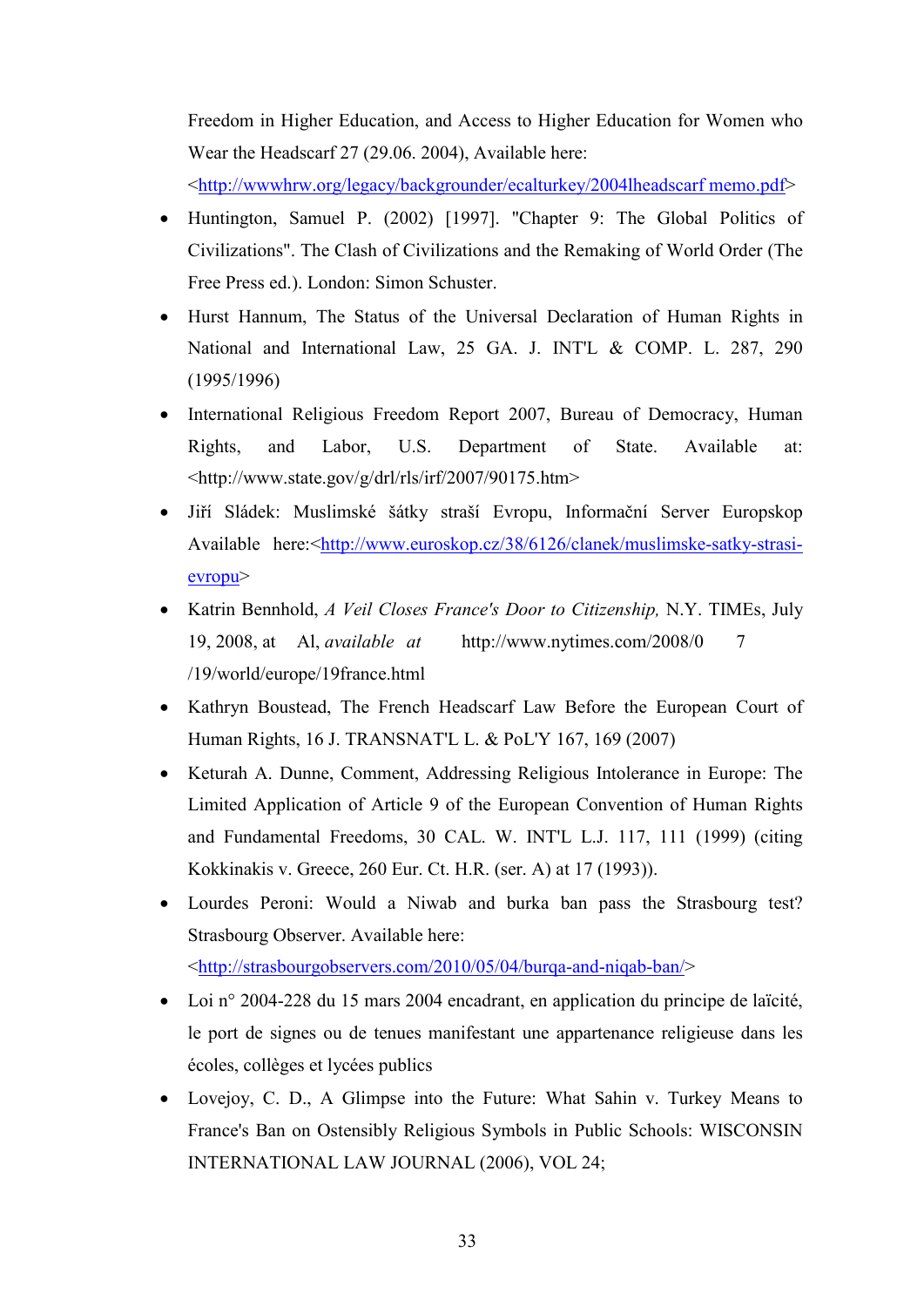Freedom in Higher Education, and Access to Higher Education for Women who Wear the Headscarf 27 (29.06. 2004), Available here: <http://wwwhrw.org/legacy/backgrounder/ecalturkey/2004lheadscarf memo.pdf>

- Huntington, Samuel P. (2002) [1997]. "Chapter 9: The Global Politics of Civilizations". The Clash of Civilizations and the Remaking of World Order (The Free Press ed.). London: Simon Schuster.
- Hurst Hannum, The Status of the Universal Declaration of Human Rights in National and International Law, 25 GA. J. INT'L & COMP. L. 287, 290 (1995/1996)
- International Religious Freedom Report 2007, Bureau of Democracy, Human Rights, and Labor, U.S. Department of State. Available at: <http://www.state.gov/g/drl/rls/irf/2007/90175.htm>
- Jiří Sládek: Muslimské šátky straší Evropu, Informační Server Europskop Available here:<http://www.euroskop.cz/38/6126/clanek/muslimske-satky-strasi-evropu>
- Katrin Bennhold, *A Veil Closes France's Door to Citizenship,* N.Y. TIMEs, July 19, 2008, at Al, *available at* http://www.nytimes.com/2008/0 7 /19/world/europe/19france.html
- Kathryn Boustead, The French Headscarf Law Before the European Court of Human Rights, 16 J. TRANSNAT'L L. & PoL'Y 167, 169 (2007)
- Keturah A. Dunne, Comment, Addressing Religious Intolerance in Europe: The Limited Application of Article 9 of the European Convention of Human Rights and Fundamental Freedoms, 30 CAL. W. INT'L L.J. 117, 111 (1999) (citing Kokkinakis v. Greece, 260 Eur. Ct. H.R. (ser. A) at 17 (1993)).
- Lourdes Peroni: Would a Niwab and burka ban pass the Strasbourg test? Strasbourg Observer. Available here: <http://strasbourgobservers.com/2010/05/04/burqa-and-niqab-ban/>
- Loi n° 2004-228 du 15 mars 2004 encadrant, en application du principe de laïcité, le port de signes ou de tenues manifestant une appartenance religieuse dans les écoles, collèges et lycées publics
- Lovejoy, C. D., A Glimpse into the Future: What Sahin v. Turkey Means to France's Ban on Ostensibly Religious Symbols in Public Schools: WISCONSIN INTERNATIONAL LAW JOURNAL (2006), VOL 24;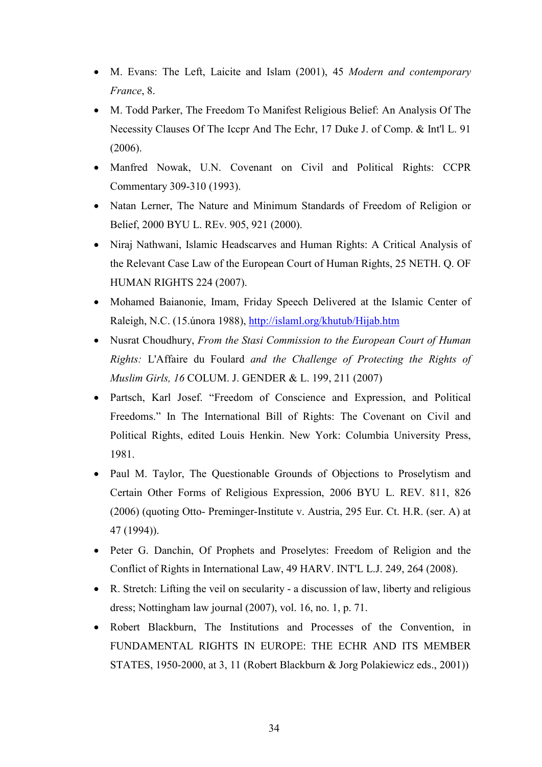- M. Evans: The Left, Laicite and Islam (2001), 45 *Modern and contemporary France*, 8.
- M. Todd Parker, The Freedom To Manifest Religious Belief: An Analysis Of The Necessity Clauses Of The Iccpr And The Echr, 17 Duke J. of Comp. & Int'l L. 91 (2006).
- Manfred Nowak, U.N. Covenant on Civil and Political Rights: CCPR Commentary 309-310 (1993).
- Natan Lerner, The Nature and Minimum Standards of Freedom of Religion or Belief, 2000 BYU L. REv. 905, 921 (2000).
- Niraj Nathwani, Islamic Headscarves and Human Rights: A Critical Analysis of the Relevant Case Law of the European Court of Human Rights, 25 NETH. Q. OF HUMAN RIGHTS 224 (2007).
- Mohamed Baianonie, Imam, Friday Speech Delivered at the Islamic Center of Raleigh, N.C. (15.února 1988), [http://islaml.org/khutub/Hijab.htm](http://islaml.org/khutub/Hijab.htm)
- Nusrat Choudhury, *From the Stasi Commission to the European Court of Human Rights:* L'Affaire du Foulard *and the Challenge of Protecting the Rights of Muslim Girls, 16* COLUM. J. GENDER & L. 199, 211 (2007)
- Partsch, Karl Josef. "Freedom of Conscience and Expression, and Political Freedoms." In The International Bill of Rights: The Covenant on Civil and Political Rights, edited Louis Henkin. New York: Columbia University Press, 1981.
- Paul M. Taylor, The Questionable Grounds of Objections to Proselytism and Certain Other Forms of Religious Expression, 2006 BYU L. REV. 811, 826 (2006) (quoting Otto- Preminger-Institute v. Austria, 295 Eur. Ct. H.R. (ser. A) at 47 (1994)).
- Peter G. Danchin, Of Prophets and Proselytes: Freedom of Religion and the Conflict of Rights in International Law, 49 HARV. INT'L L.J. 249, 264 (2008).
- R. Stretch: Lifting the veil on secularity - a discussion of law, liberty and religious dress; Nottingham law journal (2007), vol. 16, no. 1, p. 71.
- Robert Blackburn, The Institutions and Processes of the Convention, in FUNDAMENTAL RIGHTS IN EUROPE: THE ECHR AND ITS MEMBER STATES, 1950-2000, at 3, 11 (Robert Blackburn & Jorg Polakiewicz eds., 2001))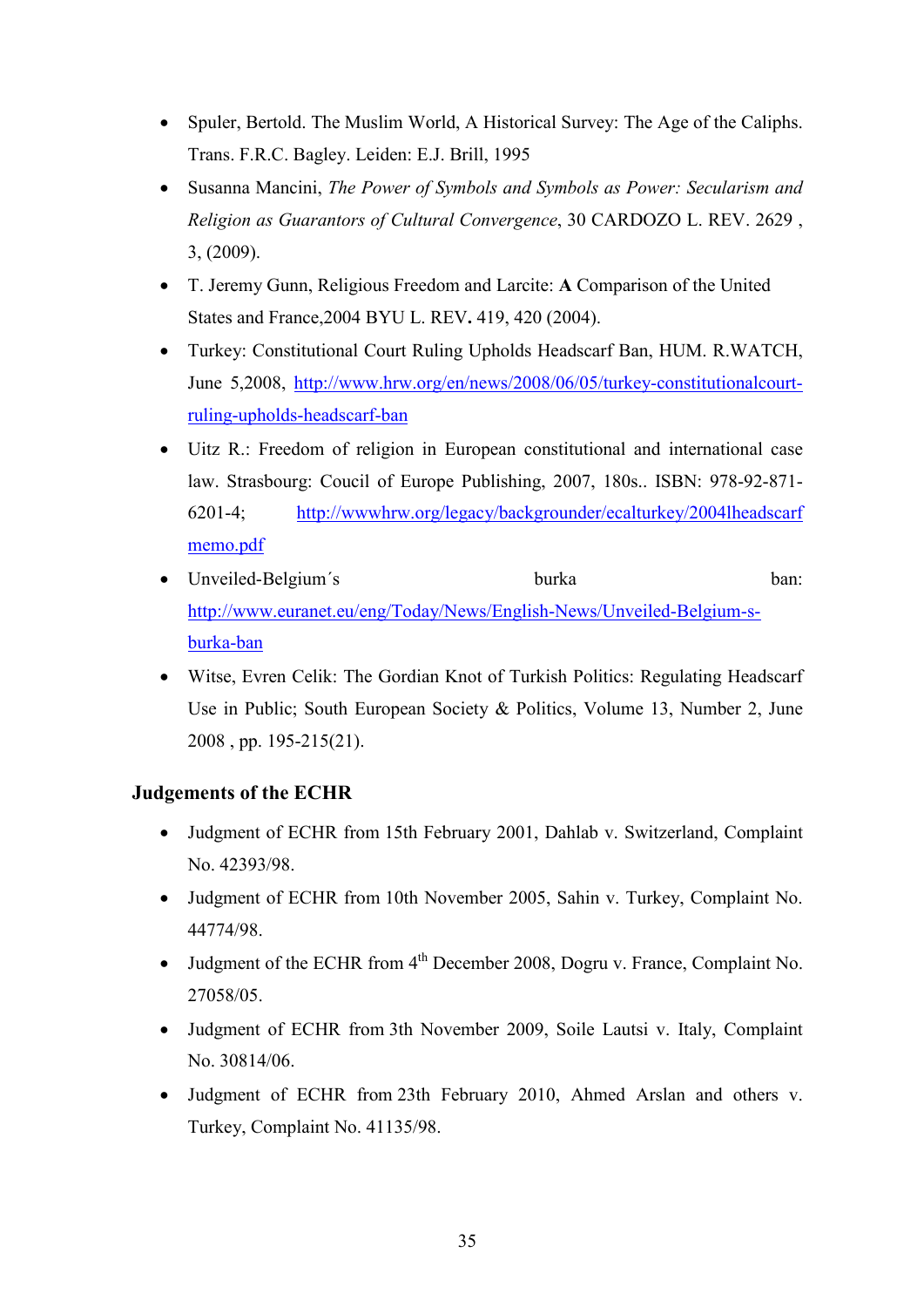- Spuler, Bertold. The Muslim World, A Historical Survey: The Age of the Caliphs. Trans. F.R.C. Bagley. Leiden: E.J. Brill, 1995
- Susanna Mancini, *The Power of Symbols and Symbols as Power: Secularism and Religion as Guarantors of Cultural Convergence*, 30 CARDOZO L. REV. 2629 , 3, (2009).
- T. Jeremy Gunn, Religious Freedom and Larcite: **A** Comparison of the United States and France,2004 BYU L. REV**.** 419, 420 (2004).
- Turkey: Constitutional Court Ruling Upholds Headscarf Ban, HUM. R.WATCH, June 5,2008, http://www.hrw.org/en/news/2008/06/05/turkey-constitutionalcourt-ruling-upholds-headscarf-ban
- Uitz R.: Freedom of religion in European constitutional and international case law. Strasbourg: Coucil of Europe Publishing, 2007, 180s.. ISBN: 978-92-871-6201-4; http://wwwhrw.org/legacy/backgrounder/ecalturkey/2004lheadscarfmemo.pdf
- Unveiled-Belgium´s burka ban: http://www.euranet.eu/eng/Today/News/English-News/Unveiled-Belgium-s-burka-ban
- Witse, Evren Celik: The Gordian Knot of Turkish Politics: Regulating Headscarf Use in Public; South European Society & Politics, Volume 13, Number 2, June 2008 , pp. 195-215(21).

### Judgements of the ECHR

- Judgment of ECHR from 15th February 2001, Dahlab v. Switzerland, Complaint No. 42393/98.
- Judgment of ECHR from 10th November 2005, Sahin v. Turkey, Complaint No. 44774/98.
- Judgment of the ECHR from 4th December 2008, Dogru v. France, Complaint No. 27058/05.
- Judgment of ECHR from 3th November 2009, Soile Lautsi v. Italy, Complaint No. 30814/06.
- Judgment of ECHR from 23th February 2010, Ahmed Arslan and others v. Turkey, Complaint No. 41135/98.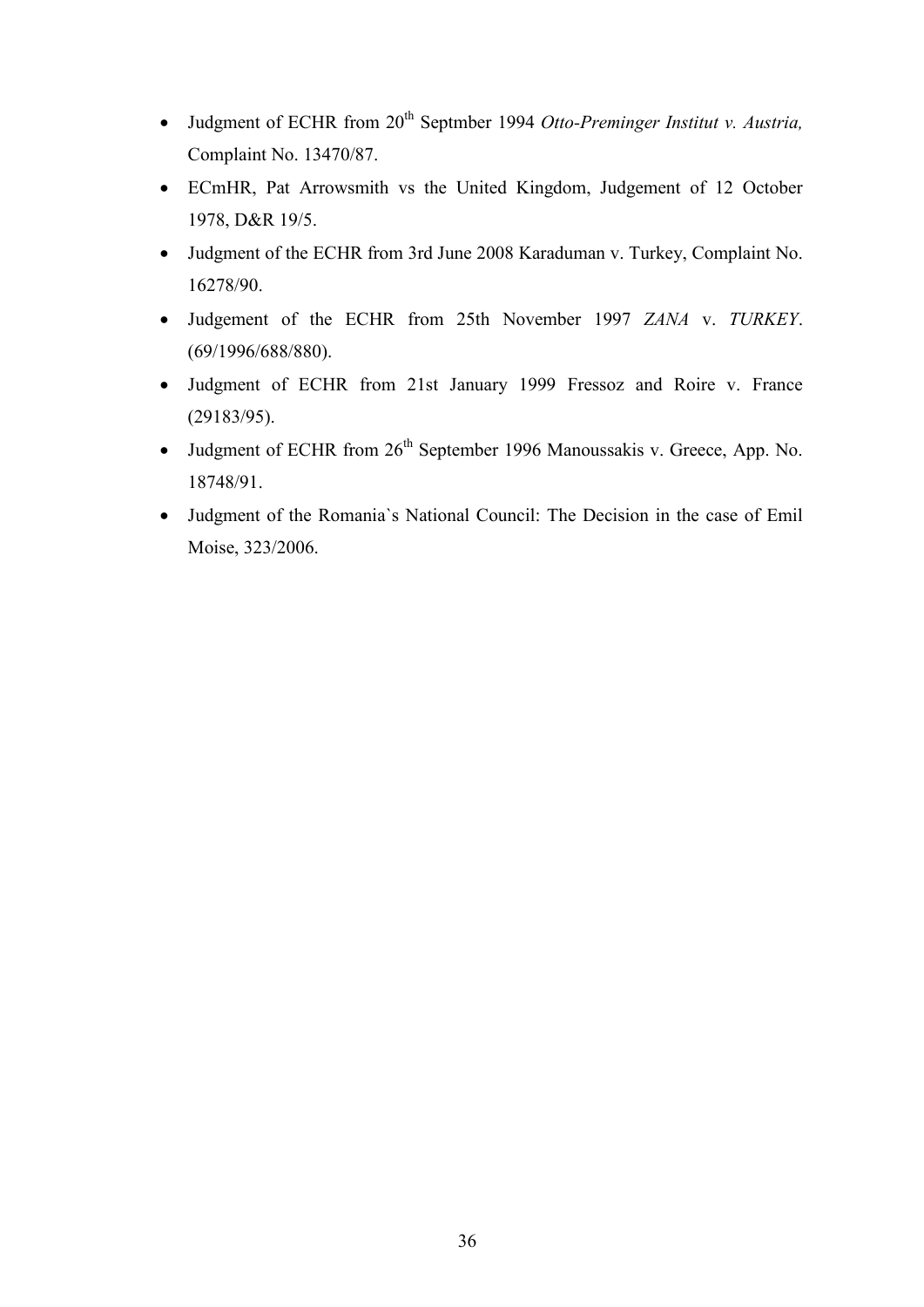- Judgment of ECHR from 20th Septmber 1994 *Otto-Preminger Institut v. Austria,* Complaint No. 13470/87.
- ECmHR, Pat Arrowsmith vs the United Kingdom, Judgement of 12 October 1978, D&R 19/5.
- Judgment of the ECHR from 3rd June 2008 Karaduman v. Turkey, Complaint No. 16278/90.
- Judgement of the ECHR from 25th November 1997 *ZANA* v. *TURKEY*. (69/1996/688/880).
- Judgment of ECHR from 21st January 1999 Fressoz and Roire v. France (29183/95).
- Judgment of ECHR from 26th September 1996 Manoussakis v. Greece, App. No. 18748/91.
- Judgment of the Romania`s National Council: The Decision in the case of Emil Moise, 323/2006.